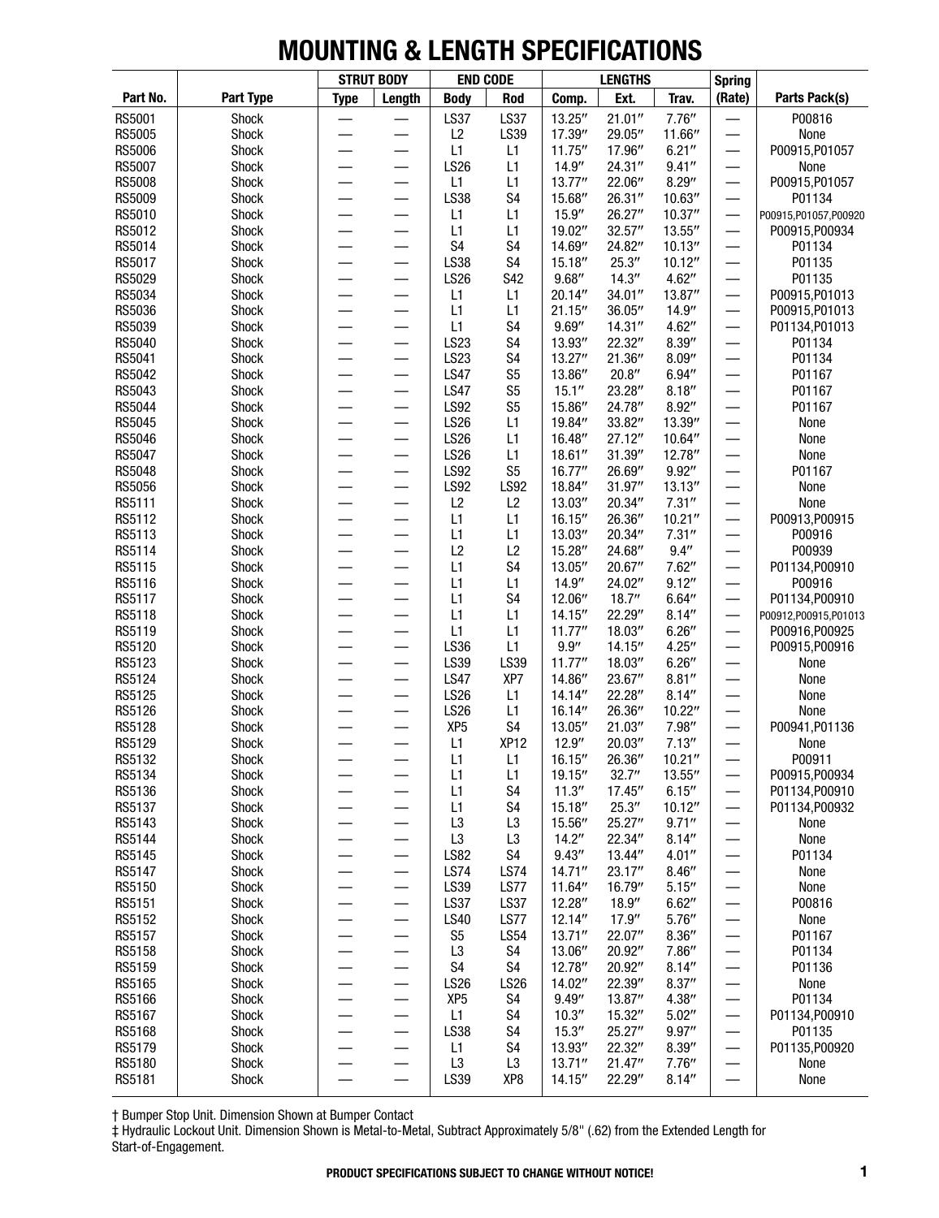# MOUNTING & LENGTH SPECIFICATIONS

| Part No. | Part Type | STRUT BODY | | END CODE | | LENGTHS | | | Spring | Parts Pack(s) |
|---|---|---|---|---|---|---|---|---|---|---|
| | | Type | Length | Body | Rod | Comp. | Ext. | Trav. | (Rate) | |
| RS5001 | Shock | — | — | LS37 | LS37 | 13.25″ | 21.01″ | 7.76″ | — | P00816 |
| RS5005 | Shock | — | — | L2 | LS39 | 17.39″ | 29.05″ | 11.66″ | — | None |
| RS5006 | Shock | — | — | L1 | L1 | 11.75″ | 17.96″ | 6.21″ | — | P00915,P01057 |
| RS5007 | Shock | — | — | LS26 | L1 | 14.9″ | 24.31″ | 9.41″ | — | None |
| RS5008 | Shock | — | — | L1 | L1 | 13.77″ | 22.06″ | 8.29″ | — | P00915,P01057 |
| RS5009 | Shock | — | — | LS38 | S4 | 15.68″ | 26.31″ | 10.63″ | — | P01134 |
| RS5010 | Shock | — | — | L1 | L1 | 15.9″ | 26.27″ | 10.37″ | — | P00915,P01057,P00920 |
| RS5012 | Shock | — | — | L1 | L1 | 19.02″ | 32.57″ | 13.55″ | — | P00915,P00934 |
| RS5014 | Shock | — | — | S4 | S4 | 14.69″ | 24.82″ | 10.13″ | — | P01134 |
| RS5017 | Shock | — | — | LS38 | S4 | 15.18″ | 25.3″ | 10.12″ | — | P01135 |
| RS5029 | Shock | — | — | LS26 | S42 | 9.68″ | 14.3″ | 4.62″ | — | P01135 |
| RS5034 | Shock | — | — | L1 | L1 | 20.14″ | 34.01″ | 13.87″ | — | P00915,P01013 |
| RS5036 | Shock | — | — | L1 | L1 | 21.15″ | 36.05″ | 14.9″ | — | P00915,P01013 |
| RS5039 | Shock | — | — | L1 | S4 | 9.69″ | 14.31″ | 4.62″ | — | P01134,P01013 |
| RS5040 | Shock | — | — | LS23 | S4 | 13.93″ | 22.32″ | 8.39″ | — | P01134 |
| RS5041 | Shock | — | — | LS23 | S4 | 13.27″ | 21.36″ | 8.09″ | — | P01134 |
| RS5042 | Shock | — | — | LS47 | S5 | 13.86″ | 20.8″ | 6.94″ | — | P01167 |
| RS5043 | Shock | — | — | LS47 | S5 | 15.1″ | 23.28″ | 8.18″ | — | P01167 |
| RS5044 | Shock | — | — | LS92 | S5 | 15.86″ | 24.78″ | 8.92″ | — | P01167 |
| RS5045 | Shock | — | — | LS26 | L1 | 19.84″ | 33.82″ | 13.39″ | — | None |
| RS5046 | Shock | — | — | LS26 | L1 | 16.48″ | 27.12″ | 10.64″ | — | None |
| RS5047 | Shock | — | — | LS26 | L1 | 18.61″ | 31.39″ | 12.78″ | — | None |
| RS5048 | Shock | — | — | LS92 | S5 | 16.77″ | 26.69″ | 9.92″ | — | P01167 |
| RS5056 | Shock | — | — | LS92 | LS92 | 18.84″ | 31.97″ | 13.13″ | — | None |
| RS5111 | Shock | — | — | L2 | L2 | 13.03″ | 20.34″ | 7.31″ | — | None |
| RS5112 | Shock | — | — | L1 | L1 | 16.15″ | 26.36″ | 10.21″ | — | P00913,P00915 |
| RS5113 | Shock | — | — | L1 | L1 | 13.03″ | 20.34″ | 7.31″ | — | P00916 |
| RS5114 | Shock | — | — | L2 | L2 | 15.28″ | 24.68″ | 9.4″ | — | P00939 |
| RS5115 | Shock | — | — | L1 | S4 | 13.05″ | 20.67″ | 7.62″ | — | P01134,P00910 |
| RS5116 | Shock | — | — | L1 | L1 | 14.9″ | 24.02″ | 9.12″ | — | P00916 |
| RS5117 | Shock | — | — | L1 | S4 | 12.06″ | 18.7″ | 6.64″ | — | P01134,P00910 |
| RS5118 | Shock | — | — | L1 | L1 | 14.15″ | 22.29″ | 8.14″ | — | P00912,P00915,P01013 |
| RS5119 | Shock | — | — | L1 | L1 | 11.77″ | 18.03″ | 6.26″ | — | P00916,P00925 |
| RS5120 | Shock | — | — | LS36 | L1 | 9.9″ | 14.15″ | 4.25″ | — | P00915,P00916 |
| RS5123 | Shock | — | — | LS39 | LS39 | 11.77″ | 18.03″ | 6.26″ | — | None |
| RS5124 | Shock | — | — | LS47 | XP7 | 14.86″ | 23.67″ | 8.81″ | — | None |
| RS5125 | Shock | — | — | LS26 | L1 | 14.14″ | 22.28″ | 8.14″ | — | None |
| RS5126 | Shock | — | — | LS26 | L1 | 16.14″ | 26.36″ | 10.22″ | — | None |
| RS5128 | Shock | — | — | XP5 | S4 | 13.05″ | 21.03″ | 7.98″ | — | P00941,P01136 |
| RS5129 | Shock | — | — | L1 | XP12 | 12.9″ | 20.03″ | 7.13″ | — | None |
| RS5132 | Shock | — | — | L1 | L1 | 16.15″ | 26.36″ | 10.21″ | — | P00911 |
| RS5134 | Shock | — | — | L1 | L1 | 19.15″ | 32.7″ | 13.55″ | — | P00915,P00934 |
| RS5136 | Shock | — | — | L1 | S4 | 11.3″ | 17.45″ | 6.15″ | — | P01134,P00910 |
| RS5137 | Shock | — | — | L1 | S4 | 15.18″ | 25.3″ | 10.12″ | — | P01134,P00932 |
| RS5143 | Shock | — | — | L3 | L3 | 15.56″ | 25.27″ | 9.71″ | — | None |
| RS5144 | Shock | — | — | L3 | L3 | 14.2″ | 22.34″ | 8.14″ | — | None |
| RS5145 | Shock | — | — | LS82 | S4 | 9.43″ | 13.44″ | 4.01″ | — | P01134 |
| RS5147 | Shock | — | — | LS74 | LS74 | 14.71″ | 23.17″ | 8.46″ | — | None |
| RS5150 | Shock | — | — | LS39 | LS77 | 11.64″ | 16.79″ | 5.15″ | — | None |
| RS5151 | Shock | — | — | LS37 | LS37 | 12.28″ | 18.9″ | 6.62″ | — | P00816 |
| RS5152 | Shock | — | — | LS40 | LS77 | 12.14″ | 17.9″ | 5.76″ | — | None |
| RS5157 | Shock | — | — | S5 | LS54 | 13.71″ | 22.07″ | 8.36″ | — | P01167 |
| RS5158 | Shock | — | — | L3 | S4 | 13.06″ | 20.92″ | 7.86″ | — | P01134 |
| RS5159 | Shock | — | — | S4 | S4 | 12.78″ | 20.92″ | 8.14″ | — | P01136 |
| RS5165 | Shock | — | — | LS26 | LS26 | 14.02″ | 22.39″ | 8.37″ | — | None |
| RS5166 | Shock | — | — | XP5 | S4 | 9.49″ | 13.87″ | 4.38″ | — | P01134 |
| RS5167 | Shock | — | — | L1 | S4 | 10.3″ | 15.32″ | 5.02″ | — | P01134,P00910 |
| RS5168 | Shock | — | — | LS38 | S4 | 15.3″ | 25.27″ | 9.97″ | — | P01135 |
| RS5179 | Shock | — | — | L1 | S4 | 13.93″ | 22.32″ | 8.39″ | — | P01135,P00920 |
| RS5180 | Shock | — | — | L3 | L3 | 13.71″ | 21.47″ | 7.76″ | — | None |
| RS5181 | Shock | — | — | LS39 | XP8 | 14.15″ | 22.29″ | 8.14″ | — | None |

† Bumper Stop Unit. Dimension Shown at Bumper Contact

‡ Hydraulic Lockout Unit. Dimension Shown is Metal-to-Metal, Subtract Approximately 5/8" (.62) from the Extended Length for Start-of-Engagement.

**PRODUCT SPECIFICATIONS SUBJECT TO CHANGE WITHOUT NOTICE!**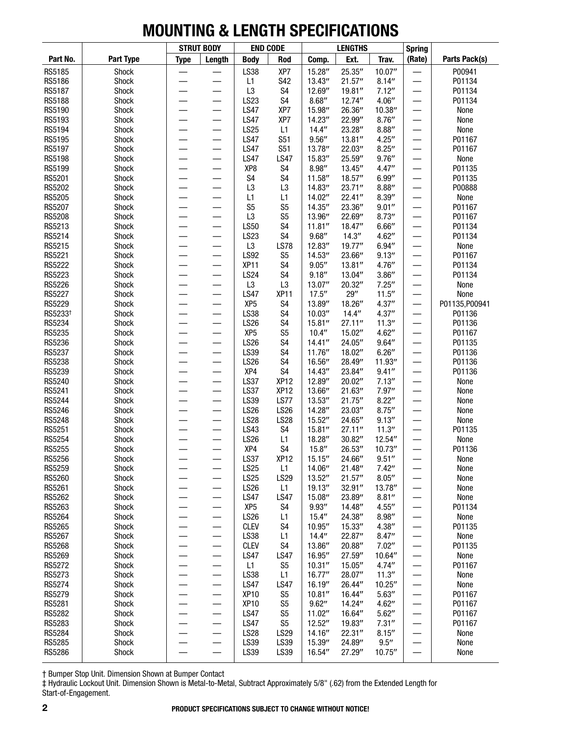# MOUNTING & LENGTH SPECIFICATIONS

| | | STRUT BODY | | END CODE | | LENGTHS | | | Spring | |
|---|---|---|---|---|---|---|---|---|---|---|
| Part No. | Part Type | Type | Length | Body | Rod | Comp. | Ext. | Trav. | (Rate) | Parts Pack(s) |
| RS5185 | Shock | — | — | LS38 | XP7 | 15.28″ | 25.35″ | 10.07″ | — | P00941 |
| RS5186 | Shock | — | — | L1 | S42 | 13.43″ | 21.57″ | 8.14″ | — | P01134 |
| RS5187 | Shock | — | — | L3 | S4 | 12.69″ | 19.81″ | 7.12″ | — | P01134 |
| RS5188 | Shock | — | — | LS23 | S4 | 8.68″ | 12.74″ | 4.06″ | — | P01134 |
| RS5190 | Shock | — | — | LS47 | XP7 | 15.98″ | 26.36″ | 10.38″ | — | None |
| RS5193 | Shock | — | — | LS47 | XP7 | 14.23″ | 22.99″ | 8.76″ | — | None |
| RS5194 | Shock | — | — | LS25 | L1 | 14.4″ | 23.28″ | 8.88″ | — | None |
| RS5195 | Shock | — | — | LS47 | S51 | 9.56″ | 13.81″ | 4.25″ | — | P01167 |
| RS5197 | Shock | — | — | LS47 | S51 | 13.78″ | 22.03″ | 8.25″ | — | P01167 |
| RS5198 | Shock | — | — | LS47 | LS47 | 15.83″ | 25.59″ | 9.76″ | — | None |
| RS5199 | Shock | — | — | XP8 | S4 | 8.98″ | 13.45″ | 4.47″ | — | P01135 |
| RS5201 | Shock | — | — | S4 | S4 | 11.58″ | 18.57″ | 6.99″ | — | P01135 |
| RS5202 | Shock | — | — | L3 | L3 | 14.83″ | 23.71″ | 8.88″ | — | P00888 |
| RS5205 | Shock | — | — | L1 | L1 | 14.02″ | 22.41″ | 8.39″ | — | None |
| RS5207 | Shock | — | — | S5 | S5 | 14.35″ | 23.36″ | 9.01″ | — | P01167 |
| RS5208 | Shock | — | — | L3 | S5 | 13.96″ | 22.69″ | 8.73″ | — | P01167 |
| RS5213 | Shock | — | — | LS50 | S4 | 11.81″ | 18.47″ | 6.66″ | — | P01134 |
| RS5214 | Shock | — | — | LS23 | S4 | 9.68″ | 14.3″ | 4.62″ | — | P01134 |
| RS5215 | Shock | — | — | L3 | LS78 | 12.83″ | 19.77″ | 6.94″ | — | None |
| RS5221 | Shock | — | — | LS92 | S5 | 14.53″ | 23.66″ | 9.13″ | — | P01167 |
| RS5222 | Shock | — | — | XP11 | S4 | 9.05″ | 13.81″ | 4.76″ | — | P01134 |
| RS5223 | Shock | — | — | LS24 | S4 | 9.18″ | 13.04″ | 3.86″ | — | P01134 |
| RS5226 | Shock | — | — | L3 | L3 | 13.07″ | 20.32″ | 7.25″ | — | None |
| RS5227 | Shock | — | — | LS47 | XP11 | 17.5″ | 29″ | 11.5″ | — | None |
| RS5229 | Shock | — | — | XP5 | S4 | 13.89″ | 18.26″ | 4.37″ | — | P01135,P00941 |
| RS5233† | Shock | — | — | LS38 | S4 | 10.03″ | 14.4″ | 4.37″ | — | P01136 |
| RS5234 | Shock | — | — | LS26 | S4 | 15.81″ | 27.11″ | 11.3″ | — | P01136 |
| RS5235 | Shock | — | — | XP5 | S5 | 10.4″ | 15.02″ | 4.62″ | — | P01167 |
| RS5236 | Shock | — | — | LS26 | S4 | 14.41″ | 24.05″ | 9.64″ | — | P01135 |
| RS5237 | Shock | — | — | LS39 | S4 | 11.76″ | 18.02″ | 6.26″ | — | P01136 |
| RS5238 | Shock | — | — | LS26 | S4 | 16.56″ | 28.49″ | 11.93″ | — | P01136 |
| RS5239 | Shock | — | — | XP4 | S4 | 14.43″ | 23.84″ | 9.41″ | — | P01136 |
| RS5240 | Shock | — | — | LS37 | XP12 | 12.89″ | 20.02″ | 7.13″ | — | None |
| RS5241 | Shock | — | — | LS37 | XP12 | 13.66″ | 21.63″ | 7.97″ | — | None |
| RS5244 | Shock | — | — | LS39 | LS77 | 13.53″ | 21.75″ | 8.22″ | — | None |
| RS5246 | Shock | — | — | LS26 | LS26 | 14.28″ | 23.03″ | 8.75″ | — | None |
| RS5248 | Shock | — | — | LS28 | LS28 | 15.52″ | 24.65″ | 9.13″ | — | None |
| RS5251 | Shock | — | — | LS43 | S4 | 15.81″ | 27.11″ | 11.3″ | — | P01135 |
| RS5254 | Shock | — | — | LS26 | L1 | 18.28″ | 30.82″ | 12.54″ | — | None |
| RS5255 | Shock | — | — | XP4 | S4 | 15.8″ | 26.53″ | 10.73″ | — | P01136 |
| RS5256 | Shock | — | — | LS37 | XP12 | 15.15″ | 24.66″ | 9.51″ | — | None |
| RS5259 | Shock | — | — | LS25 | L1 | 14.06″ | 21.48″ | 7.42″ | — | None |
| RS5260 | Shock | — | — | LS25 | LS29 | 13.52″ | 21.57″ | 8.05″ | — | None |
| RS5261 | Shock | — | — | LS26 | L1 | 19.13″ | 32.91″ | 13.78″ | — | None |
| RS5262 | Shock | — | — | LS47 | LS47 | 15.08″ | 23.89″ | 8.81″ | — | None |
| RS5263 | Shock | — | — | XP5 | S4 | 9.93″ | 14.48″ | 4.55″ | — | P01134 |
| RS5264 | Shock | — | — | LS26 | L1 | 15.4″ | 24.38″ | 8.98″ | — | None |
| RS5265 | Shock | — | — | CLEV | S4 | 10.95″ | 15.33″ | 4.38″ | — | P01135 |
| RS5267 | Shock | — | — | LS38 | L1 | 14.4″ | 22.87″ | 8.47″ | — | None |
| RS5268 | Shock | — | — | CLEV | S4 | 13.86″ | 20.88″ | 7.02″ | — | P01135 |
| RS5269 | Shock | — | — | LS47 | LS47 | 16.95″ | 27.59″ | 10.64″ | — | None |
| RS5272 | Shock | — | — | L1 | S5 | 10.31″ | 15.05″ | 4.74″ | — | P01167 |
| RS5273 | Shock | — | — | LS38 | L1 | 16.77″ | 28.07″ | 11.3″ | — | None |
| RS5274 | Shock | — | — | LS47 | LS47 | 16.19″ | 26.44″ | 10.25″ | — | None |
| RS5279 | Shock | — | — | XP10 | S5 | 10.81″ | 16.44″ | 5.63″ | — | P01167 |
| RS5281 | Shock | — | — | XP10 | S5 | 9.62″ | 14.24″ | 4.62″ | — | P01167 |
| RS5282 | Shock | — | — | LS47 | S5 | 11.02″ | 16.64″ | 5.62″ | — | P01167 |
| RS5283 | Shock | — | — | LS47 | S5 | 12.52″ | 19.83″ | 7.31″ | — | P01167 |
| RS5284 | Shock | — | — | LS28 | LS29 | 14.16″ | 22.31″ | 8.15″ | — | None |
| RS5285 | Shock | — | — | LS39 | LS39 | 15.39″ | 24.89″ | 9.5″ | — | None |
| RS5286 | Shock | — | — | LS39 | LS39 | 16.54″ | 27.29″ | 10.75″ | — | None |

† Bumper Stop Unit. Dimension Shown at Bumper Contact

‡ Hydraulic Lockout Unit. Dimension Shown is Metal-to-Metal, Subtract Approximately 5/8" (.62) from the Extended Length for Start-of-Engagement.

PRODUCT SPECIFICATIONS SUBJECT TO CHANGE WITHOUT NOTICE!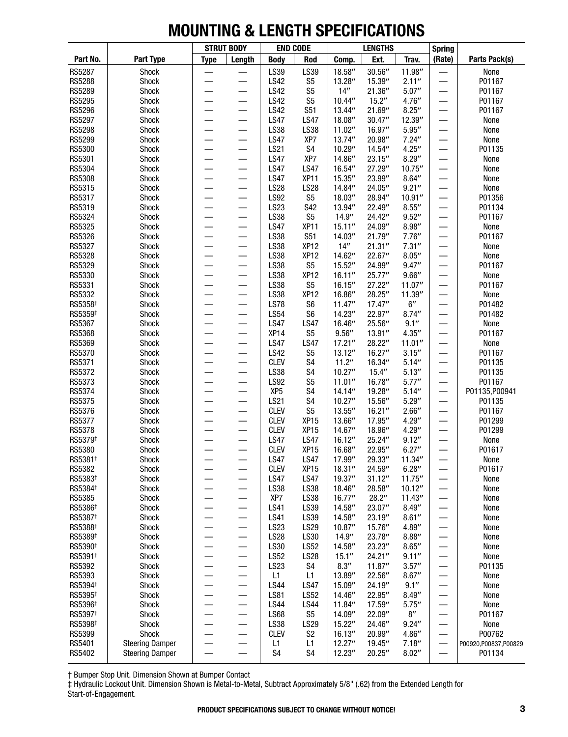# MOUNTING & LENGTH SPECIFICATIONS

| Part No. | Part Type | Strut Body Type | Strut Body Length | End Code Body | End Code Rod | Lengths Comp. | Lengths Ext. | Lengths Trav. | Spring (Rate) | Parts Pack(s) |
|---|---|---|---|---|---|---|---|---|---|---|
| RS5287 | Shock | — | — | LS39 | LS39 | 18.58″ | 30.56″ | 11.98″ | — | None |
| RS5288 | Shock | — | — | LS42 | S5 | 13.28″ | 15.39″ | 2.11″ | — | P01167 |
| RS5289 | Shock | — | — | LS42 | S5 | 14″ | 21.36″ | 5.07″ | — | P01167 |
| RS5295 | Shock | — | — | LS42 | S5 | 10.44″ | 15.2″ | 4.76″ | — | P01167 |
| RS5296 | Shock | — | — | LS42 | S51 | 13.44″ | 21.69″ | 8.25″ | — | P01167 |
| RS5297 | Shock | — | — | LS47 | LS47 | 18.08″ | 30.47″ | 12.39″ | — | None |
| RS5298 | Shock | — | — | LS38 | LS38 | 11.02″ | 16.97″ | 5.95″ | — | None |
| RS5299 | Shock | — | — | LS47 | XP7 | 13.74″ | 20.98″ | 7.24″ | — | None |
| RS5300 | Shock | — | — | LS21 | S4 | 10.29″ | 14.54″ | 4.25″ | — | P01135 |
| RS5301 | Shock | — | — | LS47 | XP7 | 14.86″ | 23.15″ | 8.29″ | — | None |
| RS5304 | Shock | — | — | LS47 | LS47 | 16.54″ | 27.29″ | 10.75″ | — | None |
| RS5308 | Shock | — | — | LS47 | XP11 | 15.35″ | 23.99″ | 8.64″ | — | None |
| RS5315 | Shock | — | — | LS28 | LS28 | 14.84″ | 24.05″ | 9.21″ | — | None |
| RS5317 | Shock | — | — | LS92 | S5 | 18.03″ | 28.94″ | 10.91″ | — | P01356 |
| RS5319 | Shock | — | — | LS23 | S42 | 13.94″ | 22.49″ | 8.55″ | — | P01134 |
| RS5324 | Shock | — | — | LS38 | S5 | 14.9″ | 24.42″ | 9.52″ | — | P01167 |
| RS5325 | Shock | — | — | LS47 | XP11 | 15.11″ | 24.09″ | 8.98″ | — | None |
| RS5326 | Shock | — | — | LS38 | S51 | 14.03″ | 21.79″ | 7.76″ | — | P01167 |
| RS5327 | Shock | — | — | LS38 | XP12 | 14″ | 21.31″ | 7.31″ | — | None |
| RS5328 | Shock | — | — | LS38 | XP12 | 14.62″ | 22.67″ | 8.05″ | — | None |
| RS5329 | Shock | — | — | LS38 | S5 | 15.52″ | 24.99″ | 9.47″ | — | P01167 |
| RS5330 | Shock | — | — | LS38 | XP12 | 16.11″ | 25.77″ | 9.66″ | — | None |
| RS5331 | Shock | — | — | LS38 | S5 | 16.15″ | 27.22″ | 11.07″ | — | P01167 |
| RS5332 | Shock | — | — | LS38 | XP12 | 16.86″ | 28.25″ | 11.39″ | — | None |
| RS5358† | Shock | — | — | LS78 | S6 | 11.47″ | 17.47″ | 6″ | — | P01482 |
| RS5359† | Shock | — | — | LS54 | S6 | 14.23″ | 22.97″ | 8.74″ | — | P01482 |
| RS5367 | Shock | — | — | LS47 | LS47 | 16.46″ | 25.56″ | 9.1″ | — | None |
| RS5368 | Shock | — | — | XP14 | S5 | 9.56″ | 13.91″ | 4.35″ | — | P01167 |
| RS5369 | Shock | — | — | LS47 | LS47 | 17.21″ | 28.22″ | 11.01″ | — | None |
| RS5370 | Shock | — | — | LS42 | S5 | 13.12″ | 16.27″ | 3.15″ | — | P01167 |
| RS5371 | Shock | — | — | CLEV | S4 | 11.2″ | 16.34″ | 5.14″ | — | P01135 |
| RS5372 | Shock | — | — | LS38 | S4 | 10.27″ | 15.4″ | 5.13″ | — | P01135 |
| RS5373 | Shock | — | — | LS92 | S5 | 11.01″ | 16.78″ | 5.77″ | — | P01167 |
| RS5374 | Shock | — | — | XP5 | S4 | 14.14″ | 19.28″ | 5.14″ | — | P01135,P00941 |
| RS5375 | Shock | — | — | LS21 | S4 | 10.27″ | 15.56″ | 5.29″ | — | P01135 |
| RS5376 | Shock | — | — | CLEV | S5 | 13.55″ | 16.21″ | 2.66″ | — | P01167 |
| RS5377 | Shock | — | — | CLEV | XP15 | 13.66″ | 17.95″ | 4.29″ | — | P01299 |
| RS5378 | Shock | — | — | CLEV | XP15 | 14.67″ | 18.96″ | 4.29″ | — | P01299 |
| RS5379† | Shock | — | — | LS47 | LS47 | 16.12″ | 25.24″ | 9.12″ | — | None |
| RS5380 | Shock | — | — | CLEV | XP15 | 16.68″ | 22.95″ | 6.27″ | — | P01617 |
| RS5381† | Shock | — | — | LS47 | LS47 | 17.99″ | 29.33″ | 11.34″ | — | None |
| RS5382 | Shock | — | — | CLEV | XP15 | 18.31″ | 24.59″ | 6.28″ | — | P01617 |
| RS5383† | Shock | — | — | LS47 | LS47 | 19.37″ | 31.12″ | 11.75″ | — | None |
| RS5384† | Shock | — | — | LS38 | LS38 | 18.46″ | 28.58″ | 10.12″ | — | None |
| RS5385 | Shock | — | — | XP7 | LS38 | 16.77″ | 28.2″ | 11.43″ | — | None |
| RS5386† | Shock | — | — | LS41 | LS39 | 14.58″ | 23.07″ | 8.49″ | — | None |
| RS5387† | Shock | — | — | LS41 | LS39 | 14.58″ | 23.19″ | 8.61″ | — | None |
| RS5388† | Shock | — | — | LS23 | LS29 | 10.87″ | 15.76″ | 4.89″ | — | None |
| RS5389† | Shock | — | — | LS28 | LS30 | 14.9″ | 23.78″ | 8.88″ | — | None |
| RS5390† | Shock | — | — | LS30 | LS52 | 14.58″ | 23.23″ | 8.65″ | — | None |
| RS5391† | Shock | — | — | LS52 | LS28 | 15.1″ | 24.21″ | 9.11″ | — | None |
| RS5392 | Shock | — | — | LS23 | S4 | 8.3″ | 11.87″ | 3.57″ | — | P01135 |
| RS5393 | Shock | — | — | L1 | L1 | 13.89″ | 22.56″ | 8.67″ | — | None |
| RS5394† | Shock | — | — | LS44 | LS47 | 15.09″ | 24.19″ | 9.1″ | — | None |
| RS5395† | Shock | — | — | LS81 | LS52 | 14.46″ | 22.95″ | 8.49″ | — | None |
| RS5396† | Shock | — | — | LS44 | LS44 | 11.84″ | 17.59″ | 5.75″ | — | None |
| RS5397† | Shock | — | — | LS68 | S5 | 14.09″ | 22.09″ | 8″ | — | P01167 |
| RS5398† | Shock | — | — | LS38 | LS29 | 15.22″ | 24.46″ | 9.24″ | — | None |
| RS5399 | Shock | — | — | CLEV | S2 | 16.13″ | 20.99″ | 4.86″ | — | P00762 |
| RS5401 | Steering Damper | — | — | L1 | L1 | 12.27″ | 19.45″ | 7.18″ | — | P00920,P00837,P00829 |
| RS5402 | Steering Damper | — | — | S4 | S4 | 12.23″ | 20.25″ | 8.02″ | — | P01134 |

† Bumper Stop Unit. Dimension Shown at Bumper Contact

‡ Hydraulic Lockout Unit. Dimension Shown is Metal-to-Metal, Subtract Approximately 5/8" (.62) from the Extended Length for Start-of-Engagement.

**PRODUCT SPECIFICATIONS SUBJECT TO CHANGE WITHOUT NOTICE!**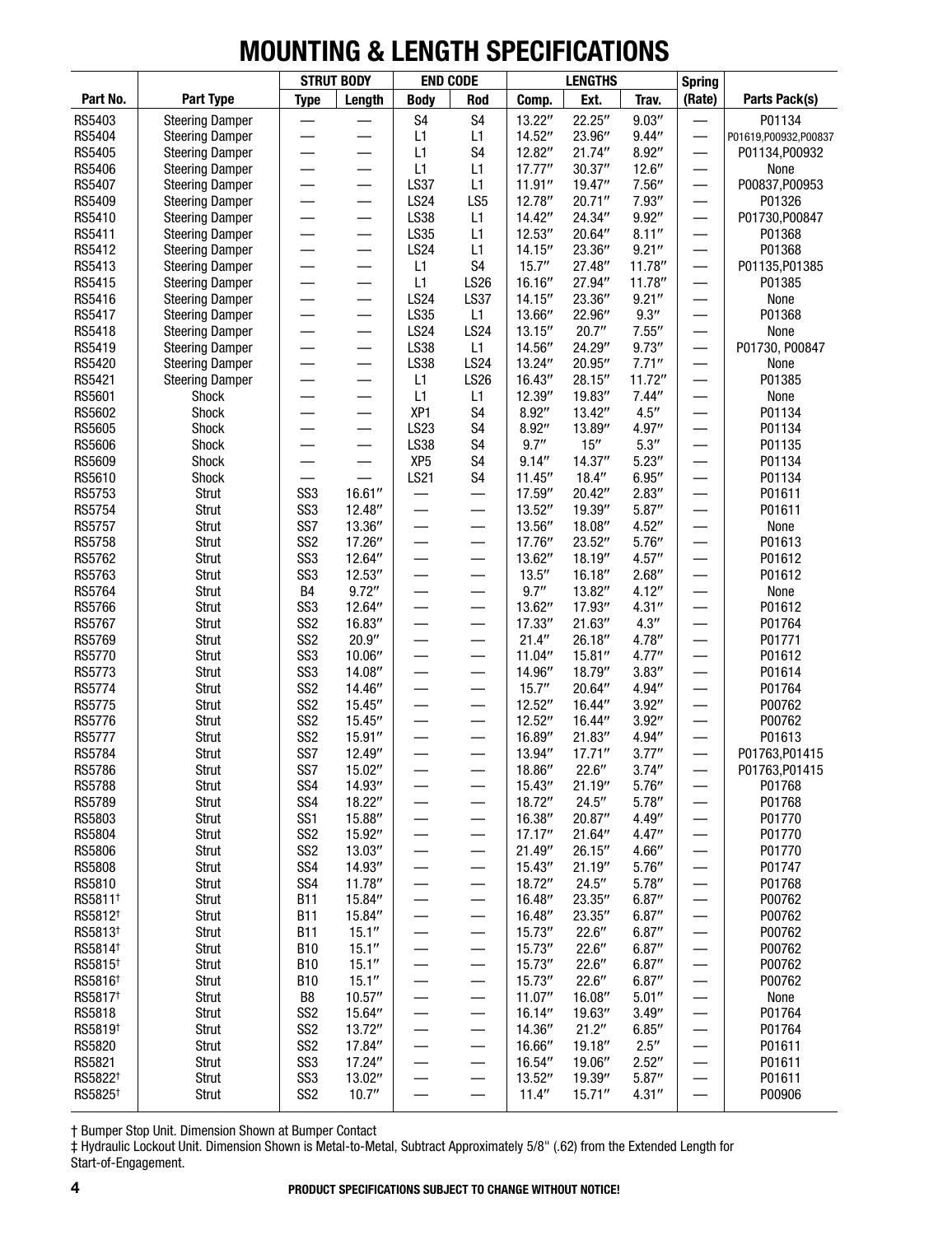# MOUNTING & LENGTH SPECIFICATIONS

| | | STRUT BODY | | END CODE | | LENGTHS | | | Spring | |
|---|---|---|---|---|---|---|---|---|---|---|
| Part No. | Part Type | Type | Length | Body | Rod | Comp. | Ext. | Trav. | (Rate) | Parts Pack(s) |
| RS5403 | Steering Damper | — | — | S4 | S4 | 13.22″ | 22.25″ | 9.03″ | — | P01134 |
| RS5404 | Steering Damper | — | — | L1 | L1 | 14.52″ | 23.96″ | 9.44″ | — | P01619,P00932,P00837 |
| RS5405 | Steering Damper | — | — | L1 | S4 | 12.82″ | 21.74″ | 8.92″ | — | P01134,P00932 |
| RS5406 | Steering Damper | — | — | L1 | L1 | 17.77″ | 30.37″ | 12.6″ | — | None |
| RS5407 | Steering Damper | — | — | LS37 | L1 | 11.91″ | 19.47″ | 7.56″ | — | P00837,P00953 |
| RS5409 | Steering Damper | — | — | LS24 | LS5 | 12.78″ | 20.71″ | 7.93″ | — | P01326 |
| RS5410 | Steering Damper | — | — | LS38 | L1 | 14.42″ | 24.34″ | 9.92″ | — | P01730,P00847 |
| RS5411 | Steering Damper | — | — | LS35 | L1 | 12.53″ | 20.64″ | 8.11″ | — | P01368 |
| RS5412 | Steering Damper | — | — | LS24 | L1 | 14.15″ | 23.36″ | 9.21″ | — | P01368 |
| RS5413 | Steering Damper | — | — | L1 | S4 | 15.7″ | 27.48″ | 11.78″ | — | P01135,P01385 |
| RS5415 | Steering Damper | — | — | L1 | LS26 | 16.16″ | 27.94″ | 11.78″ | — | P01385 |
| RS5416 | Steering Damper | — | — | LS24 | LS37 | 14.15″ | 23.36″ | 9.21″ | — | None |
| RS5417 | Steering Damper | — | — | LS35 | L1 | 13.66″ | 22.96″ | 9.3″ | — | P01368 |
| RS5418 | Steering Damper | — | — | LS24 | LS24 | 13.15″ | 20.7″ | 7.55″ | — | None |
| RS5419 | Steering Damper | — | — | LS38 | L1 | 14.56″ | 24.29″ | 9.73″ | — | P01730, P00847 |
| RS5420 | Steering Damper | — | — | LS38 | LS24 | 13.24″ | 20.95″ | 7.71″ | — | None |
| RS5421 | Steering Damper | — | — | L1 | LS26 | 16.43″ | 28.15″ | 11.72″ | — | P01385 |
| RS5601 | Shock | — | — | L1 | L1 | 12.39″ | 19.83″ | 7.44″ | — | None |
| RS5602 | Shock | — | — | XP1 | S4 | 8.92″ | 13.42″ | 4.5″ | — | P01134 |
| RS5605 | Shock | — | — | LS23 | S4 | 8.92″ | 13.89″ | 4.97″ | — | P01134 |
| RS5606 | Shock | — | — | LS38 | S4 | 9.7″ | 15″ | 5.3″ | — | P01135 |
| RS5609 | Shock | — | — | XP5 | S4 | 9.14″ | 14.37″ | 5.23″ | — | P01134 |
| RS5610 | Shock | — | — | LS21 | S4 | 11.45″ | 18.4″ | 6.95″ | — | P01134 |
| RS5753 | Strut | SS3 | 16.61″ | — | — | 17.59″ | 20.42″ | 2.83″ | — | P01611 |
| RS5754 | Strut | SS3 | 12.48″ | — | — | 13.52″ | 19.39″ | 5.87″ | — | P01611 |
| RS5757 | Strut | SS7 | 13.36″ | — | — | 13.56″ | 18.08″ | 4.52″ | — | None |
| RS5758 | Strut | SS2 | 17.26″ | — | — | 17.76″ | 23.52″ | 5.76″ | — | P01613 |
| RS5762 | Strut | SS3 | 12.64″ | — | — | 13.62″ | 18.19″ | 4.57″ | — | P01612 |
| RS5763 | Strut | SS3 | 12.53″ | — | — | 13.5″ | 16.18″ | 2.68″ | — | P01612 |
| RS5764 | Strut | B4 | 9.72″ | — | — | 9.7″ | 13.82″ | 4.12″ | — | None |
| RS5766 | Strut | SS3 | 12.64″ | — | — | 13.62″ | 17.93″ | 4.31″ | — | P01612 |
| RS5767 | Strut | SS2 | 16.83″ | — | — | 17.33″ | 21.63″ | 4.3″ | — | P01764 |
| RS5769 | Strut | SS2 | 20.9″ | — | — | 21.4″ | 26.18″ | 4.78″ | — | P01771 |
| RS5770 | Strut | SS3 | 10.06″ | — | — | 11.04″ | 15.81″ | 4.77″ | — | P01612 |
| RS5773 | Strut | SS3 | 14.08″ | — | — | 14.96″ | 18.79″ | 3.83″ | — | P01614 |
| RS5774 | Strut | SS2 | 14.46″ | — | — | 15.7″ | 20.64″ | 4.94″ | — | P01764 |
| RS5775 | Strut | SS2 | 15.45″ | — | — | 12.52″ | 16.44″ | 3.92″ | — | P00762 |
| RS5776 | Strut | SS2 | 15.45″ | — | — | 12.52″ | 16.44″ | 3.92″ | — | P00762 |
| RS5777 | Strut | SS2 | 15.91″ | — | — | 16.89″ | 21.83″ | 4.94″ | — | P01613 |
| RS5784 | Strut | SS7 | 12.49″ | — | — | 13.94″ | 17.71″ | 3.77″ | — | P01763,P01415 |
| RS5786 | Strut | SS7 | 15.02″ | — | — | 18.86″ | 22.6″ | 3.74″ | — | P01763,P01415 |
| RS5788 | Strut | SS4 | 14.93″ | — | — | 15.43″ | 21.19″ | 5.76″ | — | P01768 |
| RS5789 | Strut | SS4 | 18.22″ | — | — | 18.72″ | 24.5″ | 5.78″ | — | P01768 |
| RS5803 | Strut | SS1 | 15.88″ | — | — | 16.38″ | 20.87″ | 4.49″ | — | P01770 |
| RS5804 | Strut | SS2 | 15.92″ | — | — | 17.17″ | 21.64″ | 4.47″ | — | P01770 |
| RS5806 | Strut | SS2 | 13.03″ | — | — | 21.49″ | 26.15″ | 4.66″ | — | P01770 |
| RS5808 | Strut | SS4 | 14.93″ | — | — | 15.43″ | 21.19″ | 5.76″ | — | P01747 |
| RS5810 | Strut | SS4 | 11.78″ | — | — | 18.72″ | 24.5″ | 5.78″ | — | P01768 |
| RS5811† | Strut | B11 | 15.84″ | — | — | 16.48″ | 23.35″ | 6.87″ | — | P00762 |
| RS5812† | Strut | B11 | 15.84″ | — | — | 16.48″ | 23.35″ | 6.87″ | — | P00762 |
| RS5813† | Strut | B11 | 15.1″ | — | — | 15.73″ | 22.6″ | 6.87″ | — | P00762 |
| RS5814† | Strut | B10 | 15.1″ | — | — | 15.73″ | 22.6″ | 6.87″ | — | P00762 |
| RS5815† | Strut | B10 | 15.1″ | — | — | 15.73″ | 22.6″ | 6.87″ | — | P00762 |
| RS5816† | Strut | B10 | 15.1″ | — | — | 15.73″ | 22.6″ | 6.87″ | — | P00762 |
| RS5817† | Strut | B8 | 10.57″ | — | — | 11.07″ | 16.08″ | 5.01″ | — | None |
| RS5818 | Strut | SS2 | 15.64″ | — | — | 16.14″ | 19.63″ | 3.49″ | — | P01764 |
| RS5819† | Strut | SS2 | 13.72″ | — | — | 14.36″ | 21.2″ | 6.85″ | — | P01764 |
| RS5820 | Strut | SS2 | 17.84″ | — | — | 16.66″ | 19.18″ | 2.5″ | — | P01611 |
| RS5821 | Strut | SS3 | 17.24″ | — | — | 16.54″ | 19.06″ | 2.52″ | — | P01611 |
| RS5822† | Strut | SS3 | 13.02″ | — | — | 13.52″ | 19.39″ | 5.87″ | — | P01611 |
| RS5825† | Strut | SS2 | 10.7″ | — | — | 11.4″ | 15.71″ | 4.31″ | — | P00906 |

† Bumper Stop Unit. Dimension Shown at Bumper Contact

‡ Hydraulic Lockout Unit. Dimension Shown is Metal-to-Metal, Subtract Approximately 5/8" (.62) from the Extended Length for Start-of-Engagement.

**PRODUCT SPECIFICATIONS SUBJECT TO CHANGE WITHOUT NOTICE!**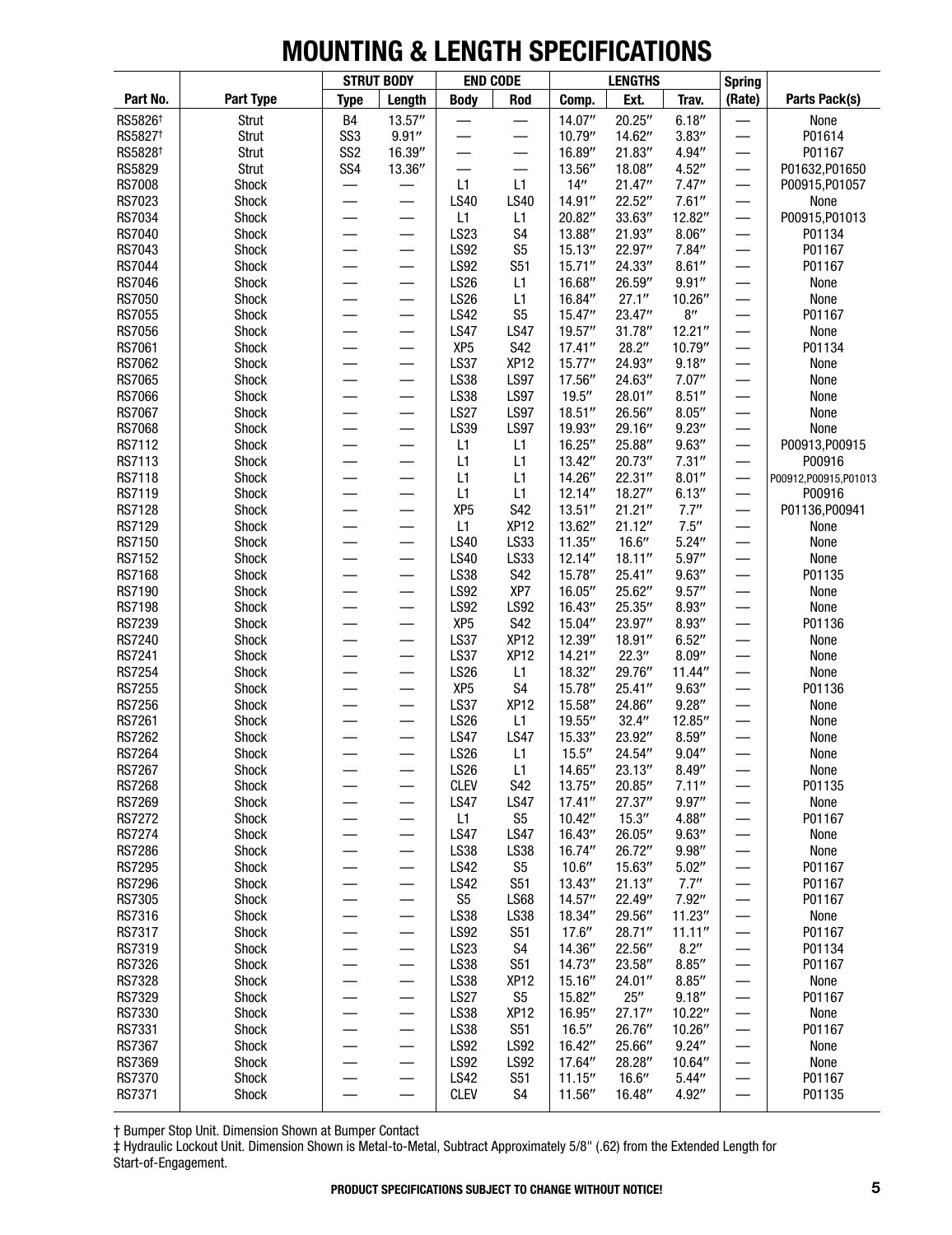# MOUNTING & LENGTH SPECIFICATIONS

| Part No. | Part Type | STRUT BODY | | END CODE | | LENGTHS | | | Spring | Parts Pack(s) |
|---|---|---|---|---|---|---|---|---|---|---|
| | | Type | Length | Body | Rod | Comp. | Ext. | Trav. | (Rate) | |
| RS5826† | Strut | B4 | 13.57″ | — | — | 14.07″ | 20.25″ | 6.18″ | — | None |
| RS5827† | Strut | SS3 | 9.91″ | — | — | 10.79″ | 14.62″ | 3.83″ | — | P01614 |
| RS5828† | Strut | SS2 | 16.39″ | — | — | 16.89″ | 21.83″ | 4.94″ | — | P01167 |
| RS5829 | Strut | SS4 | 13.36″ | — | — | 13.56″ | 18.08″ | 4.52″ | — | P01632,P01650 |
| RS7008 | Shock | — | — | L1 | L1 | 14″ | 21.47″ | 7.47″ | — | P00915,P01057 |
| RS7023 | Shock | — | — | LS40 | LS40 | 14.91″ | 22.52″ | 7.61″ | — | None |
| RS7034 | Shock | — | — | L1 | L1 | 20.82″ | 33.63″ | 12.82″ | — | P00915,P01013 |
| RS7040 | Shock | — | — | LS23 | S4 | 13.88″ | 21.93″ | 8.06″ | — | P01134 |
| RS7043 | Shock | — | — | LS92 | S5 | 15.13″ | 22.97″ | 7.84″ | — | P01167 |
| RS7044 | Shock | — | — | LS92 | S51 | 15.71″ | 24.33″ | 8.61″ | — | P01167 |
| RS7046 | Shock | — | — | LS26 | L1 | 16.68″ | 26.59″ | 9.91″ | — | None |
| RS7050 | Shock | — | — | LS26 | L1 | 16.84″ | 27.1″ | 10.26″ | — | None |
| RS7055 | Shock | — | — | LS42 | S5 | 15.47″ | 23.47″ | 8″ | — | P01167 |
| RS7056 | Shock | — | — | LS47 | LS47 | 19.57″ | 31.78″ | 12.21″ | — | None |
| RS7061 | Shock | — | — | XP5 | S42 | 17.41″ | 28.2″ | 10.79″ | — | P01134 |
| RS7062 | Shock | — | — | LS37 | XP12 | 15.77″ | 24.93″ | 9.18″ | — | None |
| RS7065 | Shock | — | — | LS38 | LS97 | 17.56″ | 24.63″ | 7.07″ | — | None |
| RS7066 | Shock | — | — | LS38 | LS97 | 19.5″ | 28.01″ | 8.51″ | — | None |
| RS7067 | Shock | — | — | LS27 | LS97 | 18.51″ | 26.56″ | 8.05″ | — | None |
| RS7068 | Shock | — | — | LS39 | LS97 | 19.93″ | 29.16″ | 9.23″ | — | None |
| RS7112 | Shock | — | — | L1 | L1 | 16.25″ | 25.88″ | 9.63″ | — | P00913,P00915 |
| RS7113 | Shock | — | — | L1 | L1 | 13.42″ | 20.73″ | 7.31″ | — | P00916 |
| RS7118 | Shock | — | — | L1 | L1 | 14.26″ | 22.31″ | 8.01″ | — | P00912,P00915,P01013 |
| RS7119 | Shock | — | — | L1 | L1 | 12.14″ | 18.27″ | 6.13″ | — | P00916 |
| RS7128 | Shock | — | — | XP5 | S42 | 13.51″ | 21.21″ | 7.7″ | — | P01136,P00941 |
| RS7129 | Shock | — | — | L1 | XP12 | 13.62″ | 21.12″ | 7.5″ | — | None |
| RS7150 | Shock | — | — | LS40 | LS33 | 11.35″ | 16.6″ | 5.24″ | — | None |
| RS7152 | Shock | — | — | LS40 | LS33 | 12.14″ | 18.11″ | 5.97″ | — | None |
| RS7168 | Shock | — | — | LS38 | S42 | 15.78″ | 25.41″ | 9.63″ | — | P01135 |
| RS7190 | Shock | — | — | LS92 | XP7 | 16.05″ | 25.62″ | 9.57″ | — | None |
| RS7198 | Shock | — | — | LS92 | LS92 | 16.43″ | 25.35″ | 8.93″ | — | None |
| RS7239 | Shock | — | — | XP5 | S42 | 15.04″ | 23.97″ | 8.93″ | — | P01136 |
| RS7240 | Shock | — | — | LS37 | XP12 | 12.39″ | 18.91″ | 6.52″ | — | None |
| RS7241 | Shock | — | — | LS37 | XP12 | 14.21″ | 22.3″ | 8.09″ | — | None |
| RS7254 | Shock | — | — | LS26 | L1 | 18.32″ | 29.76″ | 11.44″ | — | None |
| RS7255 | Shock | — | — | XP5 | S4 | 15.78″ | 25.41″ | 9.63″ | — | P01136 |
| RS7256 | Shock | — | — | LS37 | XP12 | 15.58″ | 24.86″ | 9.28″ | — | None |
| RS7261 | Shock | — | — | LS26 | L1 | 19.55″ | 32.4″ | 12.85″ | — | None |
| RS7262 | Shock | — | — | LS47 | LS47 | 15.33″ | 23.92″ | 8.59″ | — | None |
| RS7264 | Shock | — | — | LS26 | L1 | 15.5″ | 24.54″ | 9.04″ | — | None |
| RS7267 | Shock | — | — | LS26 | L1 | 14.65″ | 23.13″ | 8.49″ | — | None |
| RS7268 | Shock | — | — | CLEV | S42 | 13.75″ | 20.85″ | 7.11″ | — | P01135 |
| RS7269 | Shock | — | — | LS47 | LS47 | 17.41″ | 27.37″ | 9.97″ | — | None |
| RS7272 | Shock | — | — | L1 | S5 | 10.42″ | 15.3″ | 4.88″ | — | P01167 |
| RS7274 | Shock | — | — | LS47 | LS47 | 16.43″ | 26.05″ | 9.63″ | — | None |
| RS7286 | Shock | — | — | LS38 | LS38 | 16.74″ | 26.72″ | 9.98″ | — | None |
| RS7295 | Shock | — | — | LS42 | S5 | 10.6″ | 15.63″ | 5.02″ | — | P01167 |
| RS7296 | Shock | — | — | LS42 | S51 | 13.43″ | 21.13″ | 7.7″ | — | P01167 |
| RS7305 | Shock | — | — | S5 | LS68 | 14.57″ | 22.49″ | 7.92″ | — | P01167 |
| RS7316 | Shock | — | — | LS38 | LS38 | 18.34″ | 29.56″ | 11.23″ | — | None |
| RS7317 | Shock | — | — | LS92 | S51 | 17.6″ | 28.71″ | 11.11″ | — | P01167 |
| RS7319 | Shock | — | — | LS23 | S4 | 14.36″ | 22.56″ | 8.2″ | — | P01134 |
| RS7326 | Shock | — | — | LS38 | S51 | 14.73″ | 23.58″ | 8.85″ | — | P01167 |
| RS7328 | Shock | — | — | LS38 | XP12 | 15.16″ | 24.01″ | 8.85″ | — | None |
| RS7329 | Shock | — | — | LS27 | S5 | 15.82″ | 25″ | 9.18″ | — | P01167 |
| RS7330 | Shock | — | — | LS38 | XP12 | 16.95″ | 27.17″ | 10.22″ | — | None |
| RS7331 | Shock | — | — | LS38 | S51 | 16.5″ | 26.76″ | 10.26″ | — | P01167 |
| RS7367 | Shock | — | — | LS92 | LS92 | 16.42″ | 25.66″ | 9.24″ | — | None |
| RS7369 | Shock | — | — | LS92 | LS92 | 17.64″ | 28.28″ | 10.64″ | — | None |
| RS7370 | Shock | — | — | LS42 | S51 | 11.15″ | 16.6″ | 5.44″ | — | P01167 |
| RS7371 | Shock | — | — | CLEV | S4 | 11.56″ | 16.48″ | 4.92″ | — | P01135 |

† Bumper Stop Unit. Dimension Shown at Bumper Contact

‡ Hydraulic Lockout Unit. Dimension Shown is Metal-to-Metal, Subtract Approximately 5/8" (.62) from the Extended Length for Start-of-Engagement.

**PRODUCT SPECIFICATIONS SUBJECT TO CHANGE WITHOUT NOTICE!**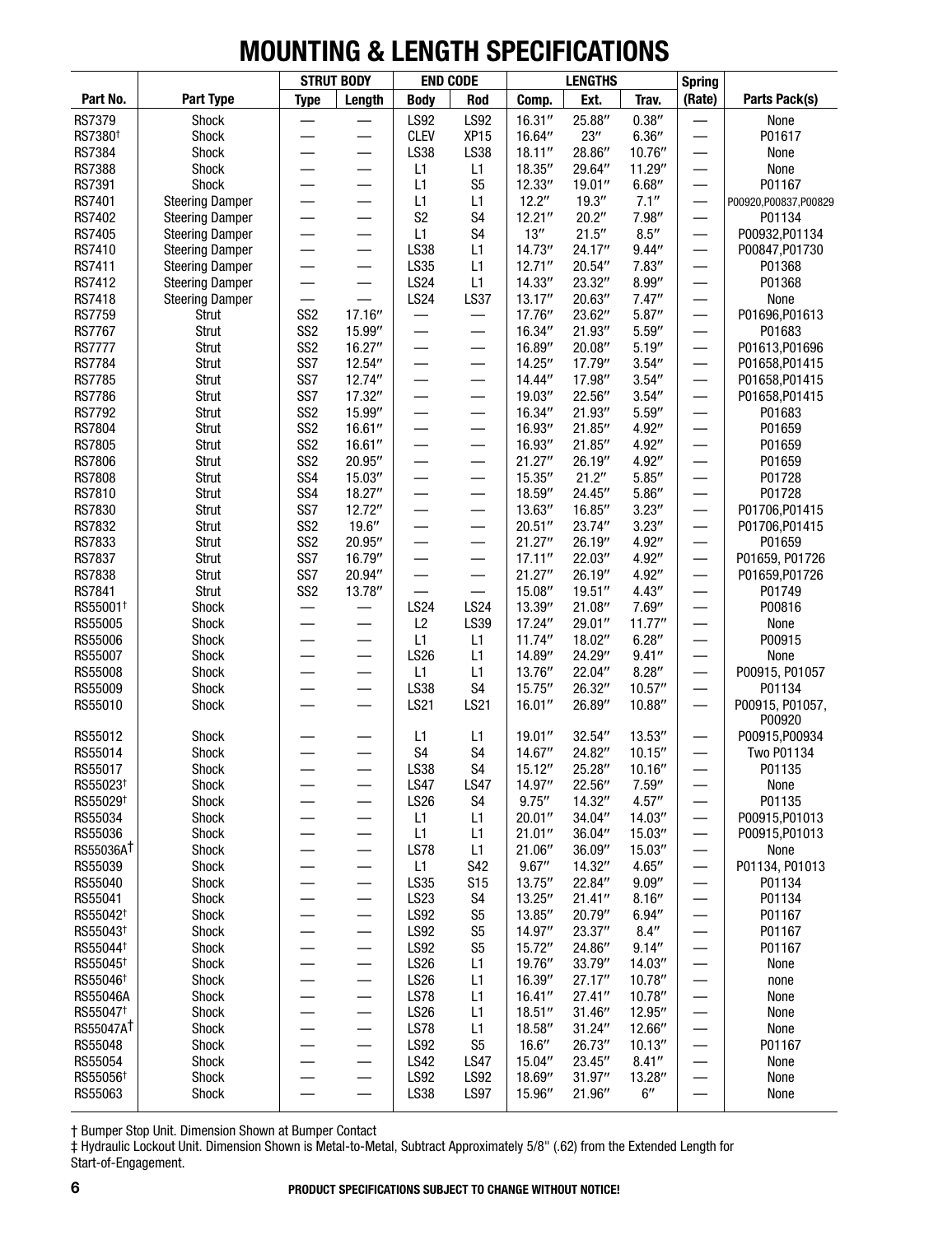# MOUNTING & LENGTH SPECIFICATIONS

| Part No. | Part Type | STRUT BODY | | END CODE | | LENGTHS | | | Spring | Parts Pack(s) |
|---|---|---|---|---|---|---|---|---|---|---|
| | | Type | Length | Body | Rod | Comp. | Ext. | Trav. | (Rate) | |
| RS7379 | Shock | — | — | LS92 | LS92 | 16.31″ | 25.88″ | 0.38″ | — | None |
| RS7380† | Shock | — | — | CLEV | XP15 | 16.64″ | 23″ | 6.36″ | — | P01617 |
| RS7384 | Shock | — | — | LS38 | LS38 | 18.11″ | 28.86″ | 10.76″ | — | None |
| RS7388 | Shock | — | — | L1 | L1 | 18.35″ | 29.64″ | 11.29″ | — | None |
| RS7391 | Shock | — | — | L1 | S5 | 12.33″ | 19.01″ | 6.68″ | — | P01167 |
| RS7401 | Steering Damper | — | — | L1 | L1 | 12.2″ | 19.3″ | 7.1″ | — | P00920,P00837,P00829 |
| RS7402 | Steering Damper | — | — | S2 | S4 | 12.21″ | 20.2″ | 7.98″ | — | P01134 |
| RS7405 | Steering Damper | — | — | L1 | S4 | 13″ | 21.5″ | 8.5″ | — | P00932,P01134 |
| RS7410 | Steering Damper | — | — | LS38 | L1 | 14.73″ | 24.17″ | 9.44″ | — | P00847,P01730 |
| RS7411 | Steering Damper | — | — | LS35 | L1 | 12.71″ | 20.54″ | 7.83″ | — | P01368 |
| RS7412 | Steering Damper | — | — | LS24 | L1 | 14.33″ | 23.32″ | 8.99″ | — | P01368 |
| RS7418 | Steering Damper | — | — | LS24 | LS37 | 13.17″ | 20.63″ | 7.47″ | — | None |
| RS7759 | Strut | SS2 | 17.16″ | — | — | 17.76″ | 23.62″ | 5.87″ | — | P01696,P01613 |
| RS7767 | Strut | SS2 | 15.99″ | — | — | 16.34″ | 21.93″ | 5.59″ | — | P01683 |
| RS7777 | Strut | SS2 | 16.27″ | — | — | 16.89″ | 20.08″ | 5.19″ | — | P01613,P01696 |
| RS7784 | Strut | SS7 | 12.54″ | — | — | 14.25″ | 17.79″ | 3.54″ | — | P01658,P01415 |
| RS7785 | Strut | SS7 | 12.74″ | — | — | 14.44″ | 17.98″ | 3.54″ | — | P01658,P01415 |
| RS7786 | Strut | SS7 | 17.32″ | — | — | 19.03″ | 22.56″ | 3.54″ | — | P01658,P01415 |
| RS7792 | Strut | SS2 | 15.99″ | — | — | 16.34″ | 21.93″ | 5.59″ | — | P01683 |
| RS7804 | Strut | SS2 | 16.61″ | — | — | 16.93″ | 21.85″ | 4.92″ | — | P01659 |
| RS7805 | Strut | SS2 | 16.61″ | — | — | 16.93″ | 21.85″ | 4.92″ | — | P01659 |
| RS7806 | Strut | SS2 | 20.95″ | — | — | 21.27″ | 26.19″ | 4.92″ | — | P01659 |
| RS7808 | Strut | SS4 | 15.03″ | — | — | 15.35″ | 21.2″ | 5.85″ | — | P01728 |
| RS7810 | Strut | SS4 | 18.27″ | — | — | 18.59″ | 24.45″ | 5.86″ | — | P01728 |
| RS7830 | Strut | SS7 | 12.72″ | — | — | 13.63″ | 16.85″ | 3.23″ | — | P01706,P01415 |
| RS7832 | Strut | SS2 | 19.6″ | — | — | 20.51″ | 23.74″ | 3.23″ | — | P01706,P01415 |
| RS7833 | Strut | SS2 | 20.95″ | — | — | 21.27″ | 26.19″ | 4.92″ | — | P01659 |
| RS7837 | Strut | SS7 | 16.79″ | — | — | 17.11″ | 22.03″ | 4.92″ | — | P01659, P01726 |
| RS7838 | Strut | SS7 | 20.94″ | — | — | 21.27″ | 26.19″ | 4.92″ | — | P01659,P01726 |
| RS7841 | Strut | SS2 | 13.78″ | — | — | 15.08″ | 19.51″ | 4.43″ | — | P01749 |
| RS55001† | Shock | — | — | LS24 | LS24 | 13.39″ | 21.08″ | 7.69″ | — | P00816 |
| RS55005 | Shock | — | — | L2 | LS39 | 17.24″ | 29.01″ | 11.77″ | — | None |
| RS55006 | Shock | — | — | L1 | L1 | 11.74″ | 18.02″ | 6.28″ | — | P00915 |
| RS55007 | Shock | — | — | LS26 | L1 | 14.89″ | 24.29″ | 9.41″ | — | None |
| RS55008 | Shock | — | — | L1 | L1 | 13.76″ | 22.04″ | 8.28″ | — | P00915, P01057 |
| RS55009 | Shock | — | — | LS38 | S4 | 15.75″ | 26.32″ | 10.57″ | — | P01134 |
| RS55010 | Shock | — | — | LS21 | LS21 | 16.01″ | 26.89″ | 10.88″ | — | P00915, P01057, P00920 |
| RS55012 | Shock | — | — | L1 | L1 | 19.01″ | 32.54″ | 13.53″ | — | P00915,P00934 |
| RS55014 | Shock | — | — | S4 | S4 | 14.67″ | 24.82″ | 10.15″ | — | Two P01134 |
| RS55017 | Shock | — | — | LS38 | S4 | 15.12″ | 25.28″ | 10.16″ | — | P01135 |
| RS55023† | Shock | — | — | LS47 | LS47 | 14.97″ | 22.56″ | 7.59″ | — | None |
| RS55029† | Shock | — | — | LS26 | S4 | 9.75″ | 14.32″ | 4.57″ | — | P01135 |
| RS55034 | Shock | — | — | L1 | L1 | 20.01″ | 34.04″ | 14.03″ | — | P00915,P01013 |
| RS55036 | Shock | — | — | L1 | L1 | 21.01″ | 36.04″ | 15.03″ | — | P00915,P01013 |
| RS55036A† | Shock | — | — | LS78 | L1 | 21.06″ | 36.09″ | 15.03″ | — | None |
| RS55039 | Shock | — | — | L1 | S42 | 9.67″ | 14.32″ | 4.65″ | — | P01134, P01013 |
| RS55040 | Shock | — | — | LS35 | S15 | 13.75″ | 22.84″ | 9.09″ | — | P01134 |
| RS55041 | Shock | — | — | LS23 | S4 | 13.25″ | 21.41″ | 8.16″ | — | P01134 |
| RS55042† | Shock | — | — | LS92 | S5 | 13.85″ | 20.79″ | 6.94″ | — | P01167 |
| RS55043† | Shock | — | — | LS92 | S5 | 14.97″ | 23.37″ | 8.4″ | — | P01167 |
| RS55044† | Shock | — | — | LS92 | S5 | 15.72″ | 24.86″ | 9.14″ | — | P01167 |
| RS55045† | Shock | — | — | LS26 | L1 | 19.76″ | 33.79″ | 14.03″ | — | None |
| RS55046† | Shock | — | — | LS26 | L1 | 16.39″ | 27.17″ | 10.78″ | — | none |
| RS55046A | Shock | — | — | LS78 | L1 | 16.41″ | 27.41″ | 10.78″ | — | None |
| RS55047† | Shock | — | — | LS26 | L1 | 18.51″ | 31.46″ | 12.95″ | — | None |
| RS55047A† | Shock | — | — | LS78 | L1 | 18.58″ | 31.24″ | 12.66″ | — | None |
| RS55048 | Shock | — | — | LS92 | S5 | 16.6″ | 26.73″ | 10.13″ | — | P01167 |
| RS55054 | Shock | — | — | LS42 | LS47 | 15.04″ | 23.45″ | 8.41″ | — | None |
| RS55056† | Shock | — | — | LS92 | LS92 | 18.69″ | 31.97″ | 13.28″ | — | None |
| RS55063 | Shock | — | — | LS38 | LS97 | 15.96″ | 21.96″ | 6″ | — | None |

† Bumper Stop Unit. Dimension Shown at Bumper Contact

‡ Hydraulic Lockout Unit. Dimension Shown is Metal-to-Metal, Subtract Approximately 5/8" (.62) from the Extended Length for Start-of-Engagement.

**PRODUCT SPECIFICATIONS SUBJECT TO CHANGE WITHOUT NOTICE!**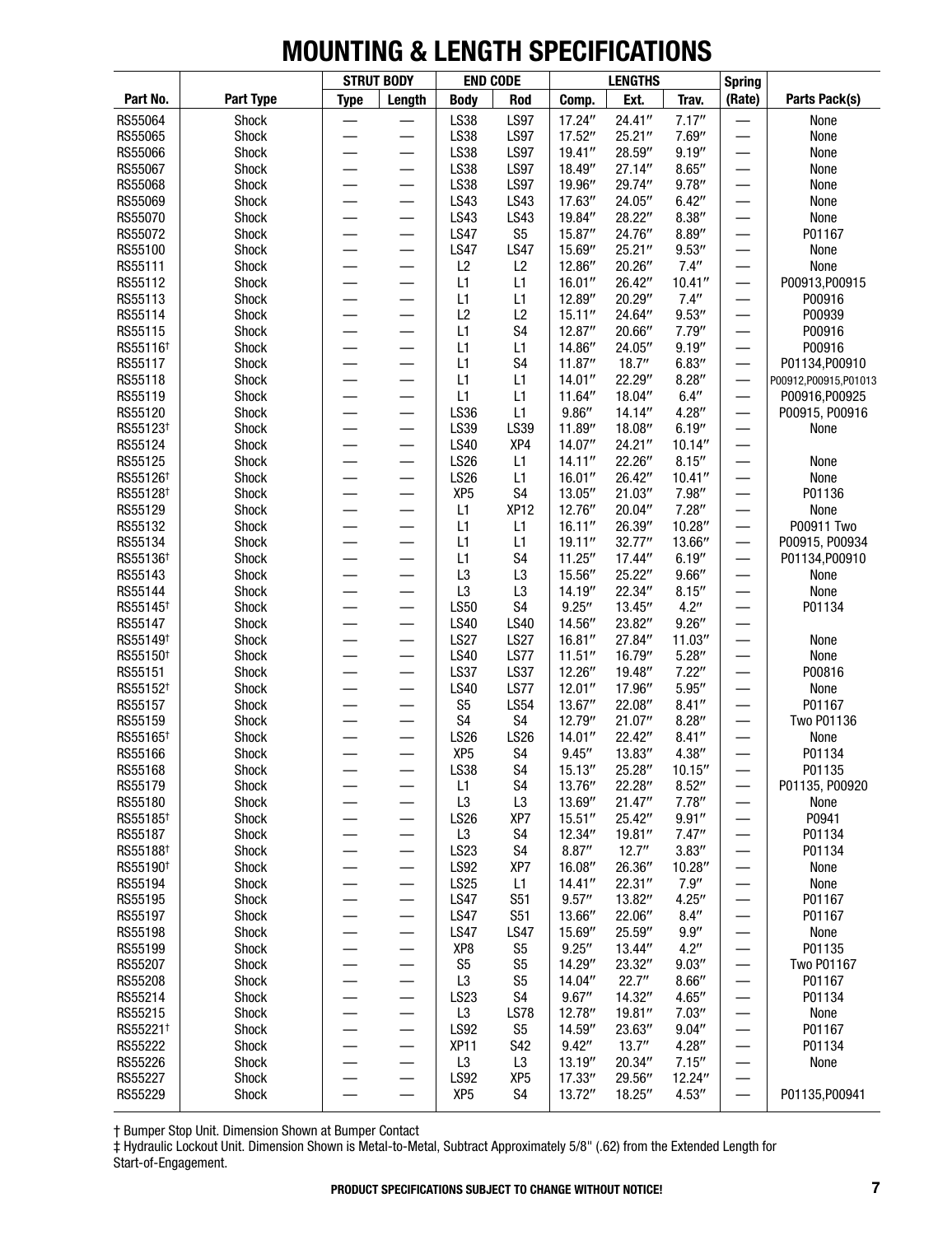# MOUNTING & LENGTH SPECIFICATIONS

| Part No. | Part Type | STRUT BODY | | END CODE | | LENGTHS | | | Spring | Parts Pack(s) |
|---|---|---|---|---|---|---|---|---|---|---|
| | | Type | Length | Body | Rod | Comp. | Ext. | Trav. | (Rate) | |
| RS55064 | Shock | — | — | LS38 | LS97 | 17.24″ | 24.41″ | 7.17″ | — | None |
| RS55065 | Shock | — | — | LS38 | LS97 | 17.52″ | 25.21″ | 7.69″ | — | None |
| RS55066 | Shock | — | — | LS38 | LS97 | 19.41″ | 28.59″ | 9.19″ | — | None |
| RS55067 | Shock | — | — | LS38 | LS97 | 18.49″ | 27.14″ | 8.65″ | — | None |
| RS55068 | Shock | — | — | LS38 | LS97 | 19.96″ | 29.74″ | 9.78″ | — | None |
| RS55069 | Shock | — | — | LS43 | LS43 | 17.63″ | 24.05″ | 6.42″ | — | None |
| RS55070 | Shock | — | — | LS43 | LS43 | 19.84″ | 28.22″ | 8.38″ | — | None |
| RS55072 | Shock | — | — | LS47 | S5 | 15.87″ | 24.76″ | 8.89″ | — | P01167 |
| RS55100 | Shock | — | — | LS47 | LS47 | 15.69″ | 25.21″ | 9.53″ | — | None |
| RS55111 | Shock | — | — | L2 | L2 | 12.86″ | 20.26″ | 7.4″ | — | None |
| RS55112 | Shock | — | — | L1 | L1 | 16.01″ | 26.42″ | 10.41″ | — | P00913,P00915 |
| RS55113 | Shock | — | — | L1 | L1 | 12.89″ | 20.29″ | 7.4″ | — | P00916 |
| RS55114 | Shock | — | — | L2 | L2 | 15.11″ | 24.64″ | 9.53″ | — | P00939 |
| RS55115 | Shock | — | — | L1 | S4 | 12.87″ | 20.66″ | 7.79″ | — | P00916 |
| RS55116† | Shock | — | — | L1 | L1 | 14.86″ | 24.05″ | 9.19″ | — | P00916 |
| RS55117 | Shock | — | — | L1 | S4 | 11.87″ | 18.7″ | 6.83″ | — | P01134,P00910 |
| RS55118 | Shock | — | — | L1 | L1 | 14.01″ | 22.29″ | 8.28″ | — | P00912,P00915,P01013 |
| RS55119 | Shock | — | — | L1 | L1 | 11.64″ | 18.04″ | 6.4″ | — | P00916,P00925 |
| RS55120 | Shock | — | — | LS36 | L1 | 9.86″ | 14.14″ | 4.28″ | — | P00915, P00916 |
| RS55123† | Shock | — | — | LS39 | LS39 | 11.89″ | 18.08″ | 6.19″ | — | None |
| RS55124 | Shock | — | — | LS40 | XP4 | 14.07″ | 24.21″ | 10.14″ | — | |
| RS55125 | Shock | — | — | LS26 | L1 | 14.11″ | 22.26″ | 8.15″ | — | None |
| RS55126† | Shock | — | — | LS26 | L1 | 16.01″ | 26.42″ | 10.41″ | — | None |
| RS55128† | Shock | — | — | XP5 | S4 | 13.05″ | 21.03″ | 7.98″ | — | P01136 |
| RS55129 | Shock | — | — | L1 | XP12 | 12.76″ | 20.04″ | 7.28″ | — | None |
| RS55132 | Shock | — | — | L1 | L1 | 16.11″ | 26.39″ | 10.28″ | — | P00911 Two |
| RS55134 | Shock | — | — | L1 | L1 | 19.11″ | 32.77″ | 13.66″ | — | P00915, P00934 |
| RS55136† | Shock | — | — | L1 | S4 | 11.25″ | 17.44″ | 6.19″ | — | P01134,P00910 |
| RS55143 | Shock | — | — | L3 | L3 | 15.56″ | 25.22″ | 9.66″ | — | None |
| RS55144 | Shock | — | — | L3 | L3 | 14.19″ | 22.34″ | 8.15″ | — | None |
| RS55145† | Shock | — | — | LS50 | S4 | 9.25″ | 13.45″ | 4.2″ | — | P01134 |
| RS55147 | Shock | — | — | LS40 | LS40 | 14.56″ | 23.82″ | 9.26″ | — | |
| RS55149† | Shock | — | — | LS27 | LS27 | 16.81″ | 27.84″ | 11.03″ | — | None |
| RS55150† | Shock | — | — | LS40 | LS77 | 11.51″ | 16.79″ | 5.28″ | — | None |
| RS55151 | Shock | — | — | LS37 | LS37 | 12.26″ | 19.48″ | 7.22″ | — | P00816 |
| RS55152† | Shock | — | — | LS40 | LS77 | 12.01″ | 17.96″ | 5.95″ | — | None |
| RS55157 | Shock | — | — | S5 | LS54 | 13.67″ | 22.08″ | 8.41″ | — | P01167 |
| RS55159 | Shock | — | — | S4 | S4 | 12.79″ | 21.07″ | 8.28″ | — | Two P01136 |
| RS55165† | Shock | — | — | LS26 | LS26 | 14.01″ | 22.42″ | 8.41″ | — | None |
| RS55166 | Shock | — | — | XP5 | S4 | 9.45″ | 13.83″ | 4.38″ | — | P01134 |
| RS55168 | Shock | — | — | LS38 | S4 | 15.13″ | 25.28″ | 10.15″ | — | P01135 |
| RS55179 | Shock | — | — | L1 | S4 | 13.76″ | 22.28″ | 8.52″ | — | P01135, P00920 |
| RS55180 | Shock | — | — | L3 | L3 | 13.69″ | 21.47″ | 7.78″ | — | None |
| RS55185† | Shock | — | — | LS26 | XP7 | 15.51″ | 25.42″ | 9.91″ | — | P0941 |
| RS55187 | Shock | — | — | L3 | S4 | 12.34″ | 19.81″ | 7.47″ | — | P01134 |
| RS55188† | Shock | — | — | LS23 | S4 | 8.87″ | 12.7″ | 3.83″ | — | P01134 |
| RS55190† | Shock | — | — | LS92 | XP7 | 16.08″ | 26.36″ | 10.28″ | — | None |
| RS55194 | Shock | — | — | LS25 | L1 | 14.41″ | 22.31″ | 7.9″ | — | None |
| RS55195 | Shock | — | — | LS47 | S51 | 9.57″ | 13.82″ | 4.25″ | — | P01167 |
| RS55197 | Shock | — | — | LS47 | S51 | 13.66″ | 22.06″ | 8.4″ | — | P01167 |
| RS55198 | Shock | — | — | LS47 | LS47 | 15.69″ | 25.59″ | 9.9″ | — | None |
| RS55199 | Shock | — | — | XP8 | S5 | 9.25″ | 13.44″ | 4.2″ | — | P01135 |
| RS55207 | Shock | — | — | S5 | S5 | 14.29″ | 23.32″ | 9.03″ | — | Two P01167 |
| RS55208 | Shock | — | — | L3 | S5 | 14.04″ | 22.7″ | 8.66″ | — | P01167 |
| RS55214 | Shock | — | — | LS23 | S4 | 9.67″ | 14.32″ | 4.65″ | — | P01134 |
| RS55215 | Shock | — | — | L3 | LS78 | 12.78″ | 19.81″ | 7.03″ | — | None |
| RS55221† | Shock | — | — | LS92 | S5 | 14.59″ | 23.63″ | 9.04″ | — | P01167 |
| RS55222 | Shock | — | — | XP11 | S42 | 9.42″ | 13.7″ | 4.28″ | — | P01134 |
| RS55226 | Shock | — | — | L3 | L3 | 13.19″ | 20.34″ | 7.15″ | — | None |
| RS55227 | Shock | — | — | LS92 | XP5 | 17.33″ | 29.56″ | 12.24″ | — | |
| RS55229 | Shock | — | — | XP5 | S4 | 13.72″ | 18.25″ | 4.53″ | — | P01135,P00941 |

† Bumper Stop Unit. Dimension Shown at Bumper Contact

‡ Hydraulic Lockout Unit. Dimension Shown is Metal-to-Metal, Subtract Approximately 5/8" (.62) from the Extended Length for Start-of-Engagement.

**PRODUCT SPECIFICATIONS SUBJECT TO CHANGE WITHOUT NOTICE!**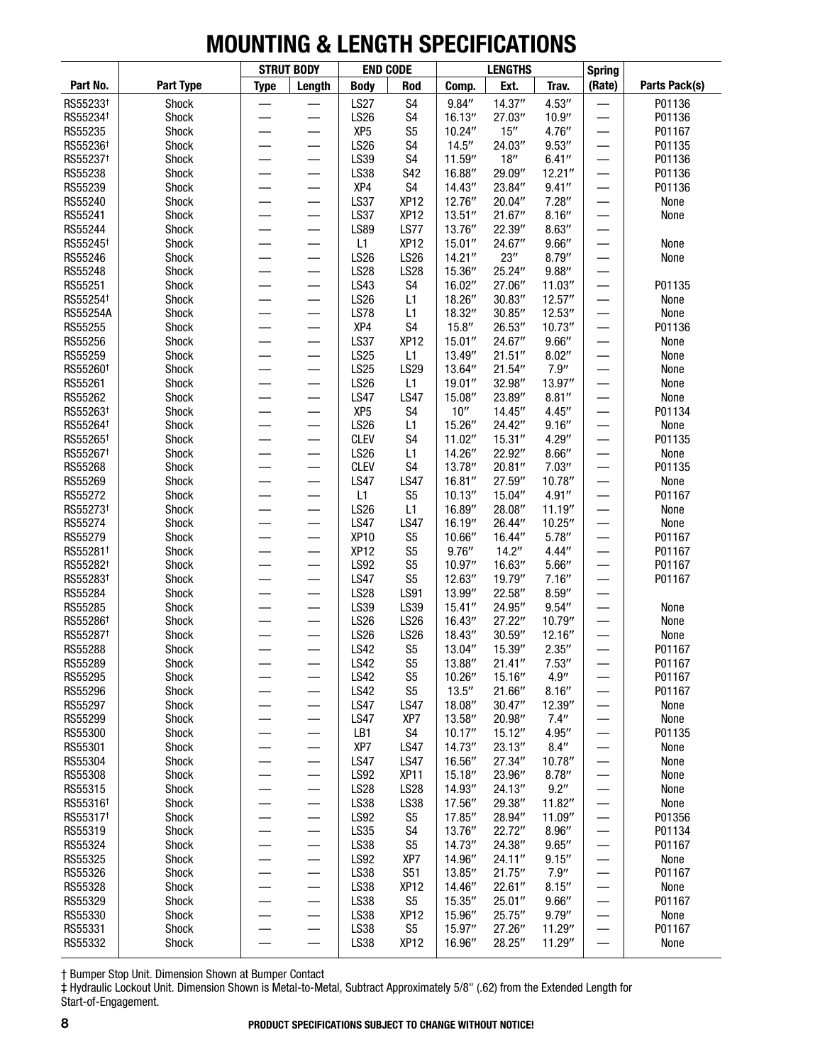# MOUNTING & LENGTH SPECIFICATIONS

| Part No. | Part Type | STRUT BODY | | END CODE | | LENGTHS | | | Spring | Parts Pack(s) |
|---|---|---|---|---|---|---|---|---|---|---|
| | | Type | Length | Body | Rod | Comp. | Ext. | Trav. | (Rate) | |
| RS55233† | Shock | — | — | LS27 | S4 | 9.84″ | 14.37″ | 4.53″ | — | P01136 |
| RS55234† | Shock | — | — | LS26 | S4 | 16.13″ | 27.03″ | 10.9″ | — | P01136 |
| RS55235 | Shock | — | — | XP5 | S5 | 10.24″ | 15″ | 4.76″ | — | P01167 |
| RS55236† | Shock | — | — | LS26 | S4 | 14.5″ | 24.03″ | 9.53″ | — | P01135 |
| RS55237† | Shock | — | — | LS39 | S4 | 11.59″ | 18″ | 6.41″ | — | P01136 |
| RS55238 | Shock | — | — | LS38 | S42 | 16.88″ | 29.09″ | 12.21″ | — | P01136 |
| RS55239 | Shock | — | — | XP4 | S4 | 14.43″ | 23.84″ | 9.41″ | — | P01136 |
| RS55240 | Shock | — | — | LS37 | XP12 | 12.76″ | 20.04″ | 7.28″ | — | None |
| RS55241 | Shock | — | — | LS37 | XP12 | 13.51″ | 21.67″ | 8.16″ | — | None |
| RS55244 | Shock | — | — | LS89 | LS77 | 13.76″ | 22.39″ | 8.63″ | — | |
| RS55245† | Shock | — | — | L1 | XP12 | 15.01″ | 24.67″ | 9.66″ | — | None |
| RS55246 | Shock | — | — | LS26 | LS26 | 14.21″ | 23″ | 8.79″ | — | None |
| RS55248 | Shock | — | — | LS28 | LS28 | 15.36″ | 25.24″ | 9.88″ | — | |
| RS55251 | Shock | — | — | LS43 | S4 | 16.02″ | 27.06″ | 11.03″ | — | P01135 |
| RS55254† | Shock | — | — | LS26 | L1 | 18.26″ | 30.83″ | 12.57″ | — | None |
| RS55254A | Shock | — | — | LS78 | L1 | 18.32″ | 30.85″ | 12.53″ | — | None |
| RS55255 | Shock | — | — | XP4 | S4 | 15.8″ | 26.53″ | 10.73″ | — | P01136 |
| RS55256 | Shock | — | — | LS37 | XP12 | 15.01″ | 24.67″ | 9.66″ | — | None |
| RS55259 | Shock | — | — | LS25 | L1 | 13.49″ | 21.51″ | 8.02″ | — | None |
| RS55260† | Shock | — | — | LS25 | LS29 | 13.64″ | 21.54″ | 7.9″ | — | None |
| RS55261 | Shock | — | — | LS26 | L1 | 19.01″ | 32.98″ | 13.97″ | — | None |
| RS55262 | Shock | — | — | LS47 | LS47 | 15.08″ | 23.89″ | 8.81″ | — | None |
| RS55263† | Shock | — | — | XP5 | S4 | 10″ | 14.45″ | 4.45″ | — | P01134 |
| RS55264† | Shock | — | — | LS26 | L1 | 15.26″ | 24.42″ | 9.16″ | — | None |
| RS55265† | Shock | — | — | CLEV | S4 | 11.02″ | 15.31″ | 4.29″ | — | P01135 |
| RS55267† | Shock | — | — | LS26 | L1 | 14.26″ | 22.92″ | 8.66″ | — | None |
| RS55268 | Shock | — | — | CLEV | S4 | 13.78″ | 20.81″ | 7.03″ | — | P01135 |
| RS55269 | Shock | — | — | LS47 | LS47 | 16.81″ | 27.59″ | 10.78″ | — | None |
| RS55272 | Shock | — | — | L1 | S5 | 10.13″ | 15.04″ | 4.91″ | — | P01167 |
| RS55273† | Shock | — | — | LS26 | L1 | 16.89″ | 28.08″ | 11.19″ | — | None |
| RS55274 | Shock | — | — | LS47 | LS47 | 16.19″ | 26.44″ | 10.25″ | — | None |
| RS55279 | Shock | — | — | XP10 | S5 | 10.66″ | 16.44″ | 5.78″ | — | P01167 |
| RS55281† | Shock | — | — | XP12 | S5 | 9.76″ | 14.2″ | 4.44″ | — | P01167 |
| RS55282† | Shock | — | — | LS92 | S5 | 10.97″ | 16.63″ | 5.66″ | — | P01167 |
| RS55283† | Shock | — | — | LS47 | S5 | 12.63″ | 19.79″ | 7.16″ | — | P01167 |
| RS55284 | Shock | — | — | LS28 | LS91 | 13.99″ | 22.58″ | 8.59″ | — | |
| RS55285 | Shock | — | — | LS39 | LS39 | 15.41″ | 24.95″ | 9.54″ | — | None |
| RS55286† | Shock | — | — | LS26 | LS26 | 16.43″ | 27.22″ | 10.79″ | — | None |
| RS55287† | Shock | — | — | LS26 | LS26 | 18.43″ | 30.59″ | 12.16″ | — | None |
| RS55288 | Shock | — | — | LS42 | S5 | 13.04″ | 15.39″ | 2.35″ | — | P01167 |
| RS55289 | Shock | — | — | LS42 | S5 | 13.88″ | 21.41″ | 7.53″ | — | P01167 |
| RS55295 | Shock | — | — | LS42 | S5 | 10.26″ | 15.16″ | 4.9″ | — | P01167 |
| RS55296 | Shock | — | — | LS42 | S5 | 13.5″ | 21.66″ | 8.16″ | — | P01167 |
| RS55297 | Shock | — | — | LS47 | LS47 | 18.08″ | 30.47″ | 12.39″ | — | None |
| RS55299 | Shock | — | — | LS47 | XP7 | 13.58″ | 20.98″ | 7.4″ | — | None |
| RS55300 | Shock | — | — | LB1 | S4 | 10.17″ | 15.12″ | 4.95″ | — | P01135 |
| RS55301 | Shock | — | — | XP7 | LS47 | 14.73″ | 23.13″ | 8.4″ | — | None |
| RS55304 | Shock | — | — | LS47 | LS47 | 16.56″ | 27.34″ | 10.78″ | — | None |
| RS55308 | Shock | — | — | LS92 | XP11 | 15.18″ | 23.96″ | 8.78″ | — | None |
| RS55315 | Shock | — | — | LS28 | LS28 | 14.93″ | 24.13″ | 9.2″ | — | None |
| RS55316† | Shock | — | — | LS38 | LS38 | 17.56″ | 29.38″ | 11.82″ | — | None |
| RS55317† | Shock | — | — | LS92 | S5 | 17.85″ | 28.94″ | 11.09″ | — | P01356 |
| RS55319 | Shock | — | — | LS35 | S4 | 13.76″ | 22.72″ | 8.96″ | — | P01134 |
| RS55324 | Shock | — | — | LS38 | S5 | 14.73″ | 24.38″ | 9.65″ | — | P01167 |
| RS55325 | Shock | — | — | LS92 | XP7 | 14.96″ | 24.11″ | 9.15″ | — | None |
| RS55326 | Shock | — | — | LS38 | S51 | 13.85″ | 21.75″ | 7.9″ | — | P01167 |
| RS55328 | Shock | — | — | LS38 | XP12 | 14.46″ | 22.61″ | 8.15″ | — | None |
| RS55329 | Shock | — | — | LS38 | S5 | 15.35″ | 25.01″ | 9.66″ | — | P01167 |
| RS55330 | Shock | — | — | LS38 | XP12 | 15.96″ | 25.75″ | 9.79″ | — | None |
| RS55331 | Shock | — | — | LS38 | S5 | 15.97″ | 27.26″ | 11.29″ | — | P01167 |
| RS55332 | Shock | — | — | LS38 | XP12 | 16.96″ | 28.25″ | 11.29″ | — | None |

† Bumper Stop Unit. Dimension Shown at Bumper Contact
‡ Hydraulic Lockout Unit. Dimension Shown is Metal-to-Metal, Subtract Approximately 5/8" (.62) from the Extended Length for Start-of-Engagement.

**PRODUCT SPECIFICATIONS SUBJECT TO CHANGE WITHOUT NOTICE!**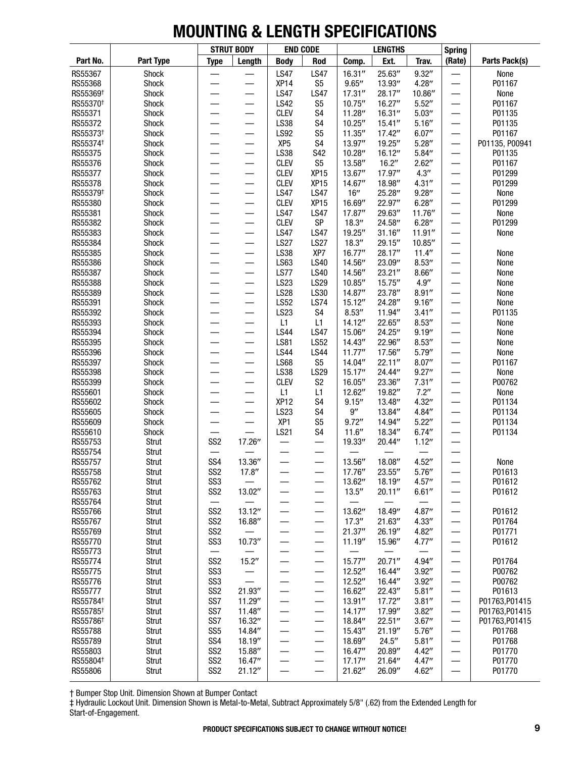# MOUNTING & LENGTH SPECIFICATIONS

| Part No. | Part Type | STRUT BODY Type | STRUT BODY Length | END CODE Body | END CODE Rod | LENGTHS Comp. | LENGTHS Ext. | LENGTHS Trav. | Spring (Rate) | Parts Pack(s) |
|---|---|---|---|---|---|---|---|---|---|---|
| RS55367 | Shock | — | — | LS47 | LS47 | 16.31″ | 25.63″ | 9.32″ | — | None |
| RS55368 | Shock | — | — | XP14 | S5 | 9.65″ | 13.93″ | 4.28″ | — | P01167 |
| RS55369† | Shock | — | — | LS47 | LS47 | 17.31″ | 28.17″ | 10.86″ | — | None |
| RS55370† | Shock | — | — | LS42 | S5 | 10.75″ | 16.27″ | 5.52″ | — | P01167 |
| RS55371 | Shock | — | — | CLEV | S4 | 11.28″ | 16.31″ | 5.03″ | — | P01135 |
| RS55372 | Shock | — | — | LS38 | S4 | 10.25″ | 15.41″ | 5.16″ | — | P01135 |
| RS55373† | Shock | — | — | LS92 | S5 | 11.35″ | 17.42″ | 6.07″ | — | P01167 |
| RS55374† | Shock | — | — | XP5 | S4 | 13.97″ | 19.25″ | 5.28″ | — | P01135, P00941 |
| RS55375 | Shock | — | — | LS38 | S42 | 10.28″ | 16.12″ | 5.84″ | — | P01135 |
| RS55376 | Shock | — | — | CLEV | S5 | 13.58″ | 16.2″ | 2.62″ | — | P01167 |
| RS55377 | Shock | — | — | CLEV | XP15 | 13.67″ | 17.97″ | 4.3″ | — | P01299 |
| RS55378 | Shock | — | — | CLEV | XP15 | 14.67″ | 18.98″ | 4.31″ | — | P01299 |
| RS55379† | Shock | — | — | LS47 | LS47 | 16″ | 25.28″ | 9.28″ | — | None |
| RS55380 | Shock | — | — | CLEV | XP15 | 16.69″ | 22.97″ | 6.28″ | — | P01299 |
| RS55381 | Shock | — | — | LS47 | LS47 | 17.87″ | 29.63″ | 11.76″ | — | None |
| RS55382 | Shock | — | — | CLEV | SP | 18.3″ | 24.58″ | 6.28″ | — | P01299 |
| RS55383 | Shock | — | — | LS47 | LS47 | 19.25″ | 31.16″ | 11.91″ | — | None |
| RS55384 | Shock | — | — | LS27 | LS27 | 18.3″ | 29.15″ | 10.85″ | — | |
| RS55385 | Shock | — | — | LS38 | XP7 | 16.77″ | 28.17″ | 11.4″ | — | None |
| RS55386 | Shock | — | — | LS63 | LS40 | 14.56″ | 23.09″ | 8.53″ | — | None |
| RS55387 | Shock | — | — | LS77 | LS40 | 14.56″ | 23.21″ | 8.66″ | — | None |
| RS55388 | Shock | — | — | LS23 | LS29 | 10.85″ | 15.75″ | 4.9″ | — | None |
| RS55389 | Shock | — | — | LS28 | LS30 | 14.87″ | 23.78″ | 8.91″ | — | None |
| RS55391 | Shock | — | — | LS52 | LS74 | 15.12″ | 24.28″ | 9.16″ | — | None |
| RS55392 | Shock | — | — | LS23 | S4 | 8.53″ | 11.94″ | 3.41″ | — | P01135 |
| RS55393 | Shock | — | — | L1 | L1 | 14.12″ | 22.65″ | 8.53″ | — | None |
| RS55394 | Shock | — | — | LS44 | LS47 | 15.06″ | 24.25″ | 9.19″ | — | None |
| RS55395 | Shock | — | — | LS81 | LS52 | 14.43″ | 22.96″ | 8.53″ | — | None |
| RS55396 | Shock | — | — | LS44 | LS44 | 11.77″ | 17.56″ | 5.79″ | — | None |
| RS55397 | Shock | — | — | LS68 | S5 | 14.04″ | 22.11″ | 8.07″ | — | P01167 |
| RS55398 | Shock | — | — | LS38 | LS29 | 15.17″ | 24.44″ | 9.27″ | — | None |
| RS55399 | Shock | — | — | CLEV | S2 | 16.05″ | 23.36″ | 7.31″ | — | P00762 |
| RS55601 | Shock | — | — | L1 | L1 | 12.62″ | 19.82″ | 7.2″ | — | None |
| RS55602 | Shock | — | — | XP12 | S4 | 9.15″ | 13.48″ | 4.32″ | — | P01134 |
| RS55605 | Shock | — | — | LS23 | S4 | 9″ | 13.84″ | 4.84″ | — | P01134 |
| RS55609 | Shock | — | — | XP1 | S5 | 9.72″ | 14.94″ | 5.22″ | — | P01134 |
| RS55610 | Shock | — | — | LS21 | S4 | 11.6″ | 18.34″ | 6.74″ | — | P01134 |
| RS55753 | Strut | SS2 | 17.26″ | — | — | 19.33″ | 20.44″ | 1.12″ | — | |
| RS55754 | Strut | — | — | — | — | — | — | — | — | |
| RS55757 | Strut | SS4 | 13.36″ | — | — | 13.56″ | 18.08″ | 4.52″ | — | None |
| RS55758 | Strut | SS2 | 17.8″ | — | — | 17.76″ | 23.55″ | 5.76″ | — | P01613 |
| RS55762 | Strut | SS3 | — | — | — | 13.62″ | 18.19″ | 4.57″ | — | P01612 |
| RS55763 | Strut | SS2 | 13.02″ | — | — | 13.5″ | 20.11″ | 6.61″ | — | P01612 |
| RS55764 | Strut | — | — | — | — | — | — | — | — | |
| RS55766 | Strut | SS2 | 13.12″ | — | — | 13.62″ | 18.49″ | 4.87″ | — | P01612 |
| RS55767 | Strut | SS2 | 16.88″ | — | — | 17.3″ | 21.63″ | 4.33″ | — | P01764 |
| RS55769 | Strut | SS2 | — | — | — | 21.37″ | 26.19″ | 4.82″ | — | P01771 |
| RS55770 | Strut | SS3 | 10.73″ | — | — | 11.19″ | 15.96″ | 4.77″ | — | P01612 |
| RS55773 | Strut | — | — | — | — | — | — | — | — | |
| RS55774 | Strut | SS2 | 15.2″ | — | — | 15.77″ | 20.71″ | 4.94″ | — | P01764 |
| RS55775 | Strut | SS3 | — | — | — | 12.52″ | 16.44″ | 3.92″ | — | P00762 |
| RS55776 | Strut | SS3 | — | — | — | 12.52″ | 16.44″ | 3.92″ | — | P00762 |
| RS55777 | Strut | SS2 | 21.93″ | — | — | 16.62″ | 22.43″ | 5.81″ | — | P01613 |
| RS55784† | Strut | SS7 | 11.29″ | — | — | 13.91″ | 17.72″ | 3.81″ | — | P01763,P01415 |
| RS55785† | Strut | SS7 | 11.48″ | — | — | 14.17″ | 17.99″ | 3.82″ | — | P01763,P01415 |
| RS55786† | Strut | SS7 | 16.32″ | — | — | 18.84″ | 22.51″ | 3.67″ | — | P01763,P01415 |
| RS55788 | Strut | SS5 | 14.84″ | — | — | 15.43″ | 21.19″ | 5.76″ | — | P01768 |
| RS55789 | Strut | SS4 | 18.19″ | — | — | 18.69″ | 24.5″ | 5.81″ | — | P01768 |
| RS55803 | Strut | SS2 | 15.88″ | — | — | 16.47″ | 20.89″ | 4.42″ | — | P01770 |
| RS55804† | Strut | SS2 | 16.47″ | — | — | 17.17″ | 21.64″ | 4.47″ | — | P01770 |
| RS55806 | Strut | SS2 | 21.12″ | — | — | 21.62″ | 26.09″ | 4.62″ | — | P01770 |

† Bumper Stop Unit. Dimension Shown at Bumper Contact

‡ Hydraulic Lockout Unit. Dimension Shown is Metal-to-Metal, Subtract Approximately 5/8" (.62) from the Extended Length for Start-of-Engagement.

**PRODUCT SPECIFICATIONS SUBJECT TO CHANGE WITHOUT NOTICE!**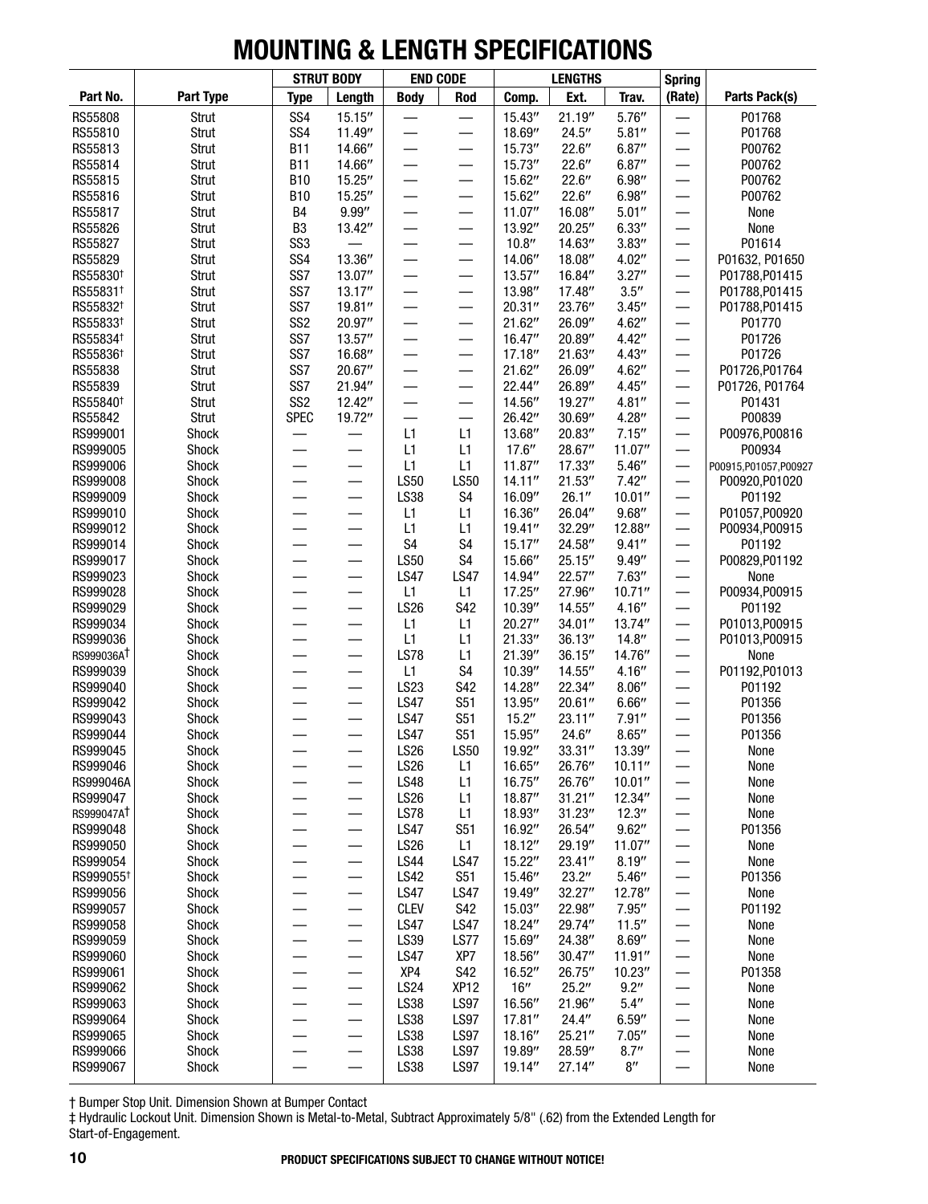# MOUNTING & LENGTH SPECIFICATIONS

| Part No. | Part Type | STRUT BODY | | END CODE | | LENGTHS | | | Spring | Parts Pack(s) |
|---|---|---|---|---|---|---|---|---|---|---|
| | | Type | Length | Body | Rod | Comp. | Ext. | Trav. | (Rate) | |
| RS55808 | Strut | SS4 | 15.15″ | — | — | 15.43″ | 21.19″ | 5.76″ | — | P01768 |
| RS55810 | Strut | SS4 | 11.49″ | — | — | 18.69″ | 24.5″ | 5.81″ | — | P01768 |
| RS55813 | Strut | B11 | 14.66″ | — | — | 15.73″ | 22.6″ | 6.87″ | — | P00762 |
| RS55814 | Strut | B11 | 14.66″ | — | — | 15.73″ | 22.6″ | 6.87″ | — | P00762 |
| RS55815 | Strut | B10 | 15.25″ | — | — | 15.62″ | 22.6″ | 6.98″ | — | P00762 |
| RS55816 | Strut | B10 | 15.25″ | — | — | 15.62″ | 22.6″ | 6.98″ | — | P00762 |
| RS55817 | Strut | B4 | 9.99″ | — | — | 11.07″ | 16.08″ | 5.01″ | — | None |
| RS55826 | Strut | B3 | 13.42″ | — | — | 13.92″ | 20.25″ | 6.33″ | — | None |
| RS55827 | Strut | SS3 | — | — | — | 10.8″ | 14.63″ | 3.83″ | — | P01614 |
| RS55829 | Strut | SS4 | 13.36″ | — | — | 14.06″ | 18.08″ | 4.02″ | — | P01632, P01650 |
| RS55830† | Strut | SS7 | 13.07″ | — | — | 13.57″ | 16.84″ | 3.27″ | — | P01788,P01415 |
| RS55831† | Strut | SS7 | 13.17″ | — | — | 13.98″ | 17.48″ | 3.5″ | — | P01788,P01415 |
| RS55832† | Strut | SS7 | 19.81″ | — | — | 20.31″ | 23.76″ | 3.45″ | — | P01788,P01415 |
| RS55833† | Strut | SS2 | 20.97″ | — | — | 21.62″ | 26.09″ | 4.62″ | — | P01770 |
| RS55834† | Strut | SS7 | 13.57″ | — | — | 16.47″ | 20.89″ | 4.42″ | — | P01726 |
| RS55836† | Strut | SS7 | 16.68″ | — | — | 17.18″ | 21.63″ | 4.43″ | — | P01726 |
| RS55838 | Strut | SS7 | 20.67″ | — | — | 21.62″ | 26.09″ | 4.62″ | — | P01726,P01764 |
| RS55839 | Strut | SS7 | 21.94″ | — | — | 22.44″ | 26.89″ | 4.45″ | — | P01726, P01764 |
| RS55840† | Strut | SS2 | 12.42″ | — | — | 14.56″ | 19.27″ | 4.81″ | — | P01431 |
| RS55842 | Strut | SPEC | 19.72″ | — | — | 26.42″ | 30.69″ | 4.28″ | — | P00839 |
| RS999001 | Shock | — | — | L1 | L1 | 13.68″ | 20.83″ | 7.15″ | — | P00976,P00816 |
| RS999005 | Shock | — | — | L1 | L1 | 17.6″ | 28.67″ | 11.07″ | — | P00934 |
| RS999006 | Shock | — | — | L1 | L1 | 11.87″ | 17.33″ | 5.46″ | — | P00915,P01057,P00927 |
| RS999008 | Shock | — | — | LS50 | LS50 | 14.11″ | 21.53″ | 7.42″ | — | P00920,P01020 |
| RS999009 | Shock | — | — | LS38 | S4 | 16.09″ | 26.1″ | 10.01″ | — | P01192 |
| RS999010 | Shock | — | — | L1 | L1 | 16.36″ | 26.04″ | 9.68″ | — | P01057,P00920 |
| RS999012 | Shock | — | — | L1 | L1 | 19.41″ | 32.29″ | 12.88″ | — | P00934,P00915 |
| RS999014 | Shock | — | — | S4 | S4 | 15.17″ | 24.58″ | 9.41″ | — | P01192 |
| RS999017 | Shock | — | — | LS50 | S4 | 15.66″ | 25.15″ | 9.49″ | — | P00829,P01192 |
| RS999023 | Shock | — | — | LS47 | LS47 | 14.94″ | 22.57″ | 7.63″ | — | None |
| RS999028 | Shock | — | — | L1 | L1 | 17.25″ | 27.96″ | 10.71″ | — | P00934,P00915 |
| RS999029 | Shock | — | — | LS26 | S42 | 10.39″ | 14.55″ | 4.16″ | — | P01192 |
| RS999034 | Shock | — | — | L1 | L1 | 20.27″ | 34.01″ | 13.74″ | — | P01013,P00915 |
| RS999036 | Shock | — | — | L1 | L1 | 21.33″ | 36.13″ | 14.8″ | — | P01013,P00915 |
| RS999036A† | Shock | — | — | LS78 | L1 | 21.39″ | 36.15″ | 14.76″ | — | None |
| RS999039 | Shock | — | — | L1 | S4 | 10.39″ | 14.55″ | 4.16″ | — | P01192,P01013 |
| RS999040 | Shock | — | — | LS23 | S42 | 14.28″ | 22.34″ | 8.06″ | — | P01192 |
| RS999042 | Shock | — | — | LS47 | S51 | 13.95″ | 20.61″ | 6.66″ | — | P01356 |
| RS999043 | Shock | — | — | LS47 | S51 | 15.2″ | 23.11″ | 7.91″ | — | P01356 |
| RS999044 | Shock | — | — | LS47 | S51 | 15.95″ | 24.6″ | 8.65″ | — | P01356 |
| RS999045 | Shock | — | — | LS26 | LS50 | 19.92″ | 33.31″ | 13.39″ | — | None |
| RS999046 | Shock | — | — | LS26 | L1 | 16.65″ | 26.76″ | 10.11″ | — | None |
| RS999046A | Shock | — | — | LS48 | L1 | 16.75″ | 26.76″ | 10.01″ | — | None |
| RS999047 | Shock | — | — | LS26 | L1 | 18.87″ | 31.21″ | 12.34″ | — | None |
| RS999047A† | Shock | — | — | LS78 | L1 | 18.93″ | 31.23″ | 12.3″ | — | None |
| RS999048 | Shock | — | — | LS47 | S51 | 16.92″ | 26.54″ | 9.62″ | — | P01356 |
| RS999050 | Shock | — | — | LS26 | L1 | 18.12″ | 29.19″ | 11.07″ | — | None |
| RS999054 | Shock | — | — | LS44 | LS47 | 15.22″ | 23.41″ | 8.19″ | — | None |
| RS999055† | Shock | — | — | LS42 | S51 | 15.46″ | 23.2″ | 5.46″ | — | P01356 |
| RS999056 | Shock | — | — | LS47 | LS47 | 19.49″ | 32.27″ | 12.78″ | — | None |
| RS999057 | Shock | — | — | CLEV | S42 | 15.03″ | 22.98″ | 7.95″ | — | P01192 |
| RS999058 | Shock | — | — | LS47 | LS47 | 18.24″ | 29.74″ | 11.5″ | — | None |
| RS999059 | Shock | — | — | LS39 | LS77 | 15.69″ | 24.38″ | 8.69″ | — | None |
| RS999060 | Shock | — | — | LS47 | XP7 | 18.56″ | 30.47″ | 11.91″ | — | None |
| RS999061 | Shock | — | — | XP4 | S42 | 16.52″ | 26.75″ | 10.23″ | — | P01358 |
| RS999062 | Shock | — | — | LS24 | XP12 | 16″ | 25.2″ | 9.2″ | — | None |
| RS999063 | Shock | — | — | LS38 | LS97 | 16.56″ | 21.96″ | 5.4″ | — | None |
| RS999064 | Shock | — | — | LS38 | LS97 | 17.81″ | 24.4″ | 6.59″ | — | None |
| RS999065 | Shock | — | — | LS38 | LS97 | 18.16″ | 25.21″ | 7.05″ | — | None |
| RS999066 | Shock | — | — | LS38 | LS97 | 19.89″ | 28.59″ | 8.7″ | — | None |
| RS999067 | Shock | — | — | LS38 | LS97 | 19.14″ | 27.14″ | 8″ | — | None |

† Bumper Stop Unit. Dimension Shown at Bumper Contact

‡ Hydraulic Lockout Unit. Dimension Shown is Metal-to-Metal, Subtract Approximately 5/8" (.62) from the Extended Length for Start-of-Engagement.

**PRODUCT SPECIFICATIONS SUBJECT TO CHANGE WITHOUT NOTICE!**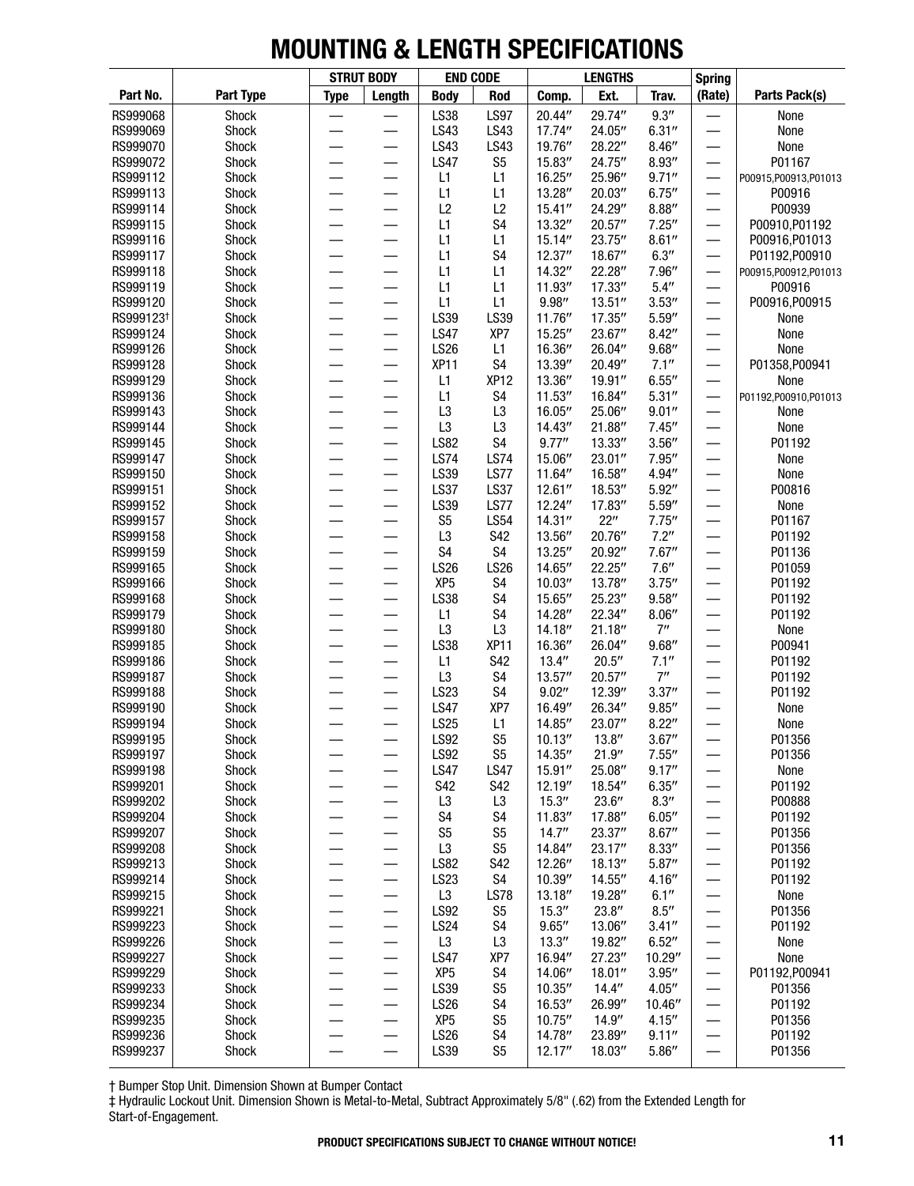# MOUNTING & LENGTH SPECIFICATIONS

| Part No. | Part Type | Strut Body | | End Code | | Lengths | | | Spring | Parts Pack(s) |
|---|---|---|---|---|---|---|---|---|---|---|
| | | Type | Length | Body | Rod | Comp. | Ext. | Trav. | (Rate) | |
| RS999068 | Shock | — | — | LS38 | LS97 | 20.44″ | 29.74″ | 9.3″ | — | None |
| RS999069 | Shock | — | — | LS43 | LS43 | 17.74″ | 24.05″ | 6.31″ | — | None |
| RS999070 | Shock | — | — | LS43 | LS43 | 19.76″ | 28.22″ | 8.46″ | — | None |
| RS999072 | Shock | — | — | LS47 | S5 | 15.83″ | 24.75″ | 8.93″ | — | P01167 |
| RS999112 | Shock | — | — | L1 | L1 | 16.25″ | 25.96″ | 9.71″ | — | P00915,P00913,P01013 |
| RS999113 | Shock | — | — | L1 | L1 | 13.28″ | 20.03″ | 6.75″ | — | P00916 |
| RS999114 | Shock | — | — | L2 | L2 | 15.41″ | 24.29″ | 8.88″ | — | P00939 |
| RS999115 | Shock | — | — | L1 | S4 | 13.32″ | 20.57″ | 7.25″ | — | P00910,P01192 |
| RS999116 | Shock | — | — | L1 | L1 | 15.14″ | 23.75″ | 8.61″ | — | P00916,P01013 |
| RS999117 | Shock | — | — | L1 | S4 | 12.37″ | 18.67″ | 6.3″ | — | P01192,P00910 |
| RS999118 | Shock | — | — | L1 | L1 | 14.32″ | 22.28″ | 7.96″ | — | P00915,P00912,P01013 |
| RS999119 | Shock | — | — | L1 | L1 | 11.93″ | 17.33″ | 5.4″ | — | P00916 |
| RS999120 | Shock | — | — | L1 | L1 | 9.98″ | 13.51″ | 3.53″ | — | P00916,P00915 |
| RS999123† | Shock | — | — | LS39 | LS39 | 11.76″ | 17.35″ | 5.59″ | — | None |
| RS999124 | Shock | — | — | LS47 | XP7 | 15.25″ | 23.67″ | 8.42″ | — | None |
| RS999126 | Shock | — | — | LS26 | L1 | 16.36″ | 26.04″ | 9.68″ | — | None |
| RS999128 | Shock | — | — | XP11 | S4 | 13.39″ | 20.49″ | 7.1″ | — | P01358,P00941 |
| RS999129 | Shock | — | — | L1 | XP12 | 13.36″ | 19.91″ | 6.55″ | — | None |
| RS999136 | Shock | — | — | L1 | S4 | 11.53″ | 16.84″ | 5.31″ | — | P01192,P00910,P01013 |
| RS999143 | Shock | — | — | L3 | L3 | 16.05″ | 25.06″ | 9.01″ | — | None |
| RS999144 | Shock | — | — | L3 | L3 | 14.43″ | 21.88″ | 7.45″ | — | None |
| RS999145 | Shock | — | — | LS82 | S4 | 9.77″ | 13.33″ | 3.56″ | — | P01192 |
| RS999147 | Shock | — | — | LS74 | LS74 | 15.06″ | 23.01″ | 7.95″ | — | None |
| RS999150 | Shock | — | — | LS39 | LS77 | 11.64″ | 16.58″ | 4.94″ | — | None |
| RS999151 | Shock | — | — | LS37 | LS37 | 12.61″ | 18.53″ | 5.92″ | — | P00816 |
| RS999152 | Shock | — | — | LS39 | LS77 | 12.24″ | 17.83″ | 5.59″ | — | None |
| RS999157 | Shock | — | — | S5 | LS54 | 14.31″ | 22″ | 7.75″ | — | P01167 |
| RS999158 | Shock | — | — | L3 | S42 | 13.56″ | 20.76″ | 7.2″ | — | P01192 |
| RS999159 | Shock | — | — | S4 | S4 | 13.25″ | 20.92″ | 7.67″ | — | P01136 |
| RS999165 | Shock | — | — | LS26 | LS26 | 14.65″ | 22.25″ | 7.6″ | — | P01059 |
| RS999166 | Shock | — | — | XP5 | S4 | 10.03″ | 13.78″ | 3.75″ | — | P01192 |
| RS999168 | Shock | — | — | LS38 | S4 | 15.65″ | 25.23″ | 9.58″ | — | P01192 |
| RS999179 | Shock | — | — | L1 | S4 | 14.28″ | 22.34″ | 8.06″ | — | P01192 |
| RS999180 | Shock | — | — | L3 | L3 | 14.18″ | 21.18″ | 7″ | — | None |
| RS999185 | Shock | — | — | LS38 | XP11 | 16.36″ | 26.04″ | 9.68″ | — | P00941 |
| RS999186 | Shock | — | — | L1 | S42 | 13.4″ | 20.5″ | 7.1″ | — | P01192 |
| RS999187 | Shock | — | — | L3 | S4 | 13.57″ | 20.57″ | 7″ | — | P01192 |
| RS999188 | Shock | — | — | LS23 | S4 | 9.02″ | 12.39″ | 3.37″ | — | P01192 |
| RS999190 | Shock | — | — | LS47 | XP7 | 16.49″ | 26.34″ | 9.85″ | — | None |
| RS999194 | Shock | — | — | LS25 | L1 | 14.85″ | 23.07″ | 8.22″ | — | None |
| RS999195 | Shock | — | — | LS92 | S5 | 10.13″ | 13.8″ | 3.67″ | — | P01356 |
| RS999197 | Shock | — | — | LS92 | S5 | 14.35″ | 21.9″ | 7.55″ | — | P01356 |
| RS999198 | Shock | — | — | LS47 | LS47 | 15.91″ | 25.08″ | 9.17″ | — | None |
| RS999201 | Shock | — | — | S42 | S42 | 12.19″ | 18.54″ | 6.35″ | — | P01192 |
| RS999202 | Shock | — | — | L3 | L3 | 15.3″ | 23.6″ | 8.3″ | — | P00888 |
| RS999204 | Shock | — | — | S4 | S4 | 11.83″ | 17.88″ | 6.05″ | — | P01192 |
| RS999207 | Shock | — | — | S5 | S5 | 14.7″ | 23.37″ | 8.67″ | — | P01356 |
| RS999208 | Shock | — | — | L3 | S5 | 14.84″ | 23.17″ | 8.33″ | — | P01356 |
| RS999213 | Shock | — | — | LS82 | S42 | 12.26″ | 18.13″ | 5.87″ | — | P01192 |
| RS999214 | Shock | — | — | LS23 | S4 | 10.39″ | 14.55″ | 4.16″ | — | P01192 |
| RS999215 | Shock | — | — | L3 | LS78 | 13.18″ | 19.28″ | 6.1″ | — | None |
| RS999221 | Shock | — | — | LS92 | S5 | 15.3″ | 23.8″ | 8.5″ | — | P01356 |
| RS999223 | Shock | — | — | LS24 | S4 | 9.65″ | 13.06″ | 3.41″ | — | P01192 |
| RS999226 | Shock | — | — | L3 | L3 | 13.3″ | 19.82″ | 6.52″ | — | None |
| RS999227 | Shock | — | — | LS47 | XP7 | 16.94″ | 27.23″ | 10.29″ | — | None |
| RS999229 | Shock | — | — | XP5 | S4 | 14.06″ | 18.01″ | 3.95″ | — | P01192,P00941 |
| RS999233 | Shock | — | — | LS39 | S5 | 10.35″ | 14.4″ | 4.05″ | — | P01356 |
| RS999234 | Shock | — | — | LS26 | S4 | 16.53″ | 26.99″ | 10.46″ | — | P01192 |
| RS999235 | Shock | — | — | XP5 | S5 | 10.75″ | 14.9″ | 4.15″ | — | P01356 |
| RS999236 | Shock | — | — | LS26 | S4 | 14.78″ | 23.89″ | 9.11″ | — | P01192 |
| RS999237 | Shock | — | — | LS39 | S5 | 12.17″ | 18.03″ | 5.86″ | — | P01356 |

† Bumper Stop Unit. Dimension Shown at Bumper Contact

‡ Hydraulic Lockout Unit. Dimension Shown is Metal-to-Metal, Subtract Approximately 5/8" (.62) from the Extended Length for Start-of-Engagement.

**PRODUCT SPECIFICATIONS SUBJECT TO CHANGE WITHOUT NOTICE!**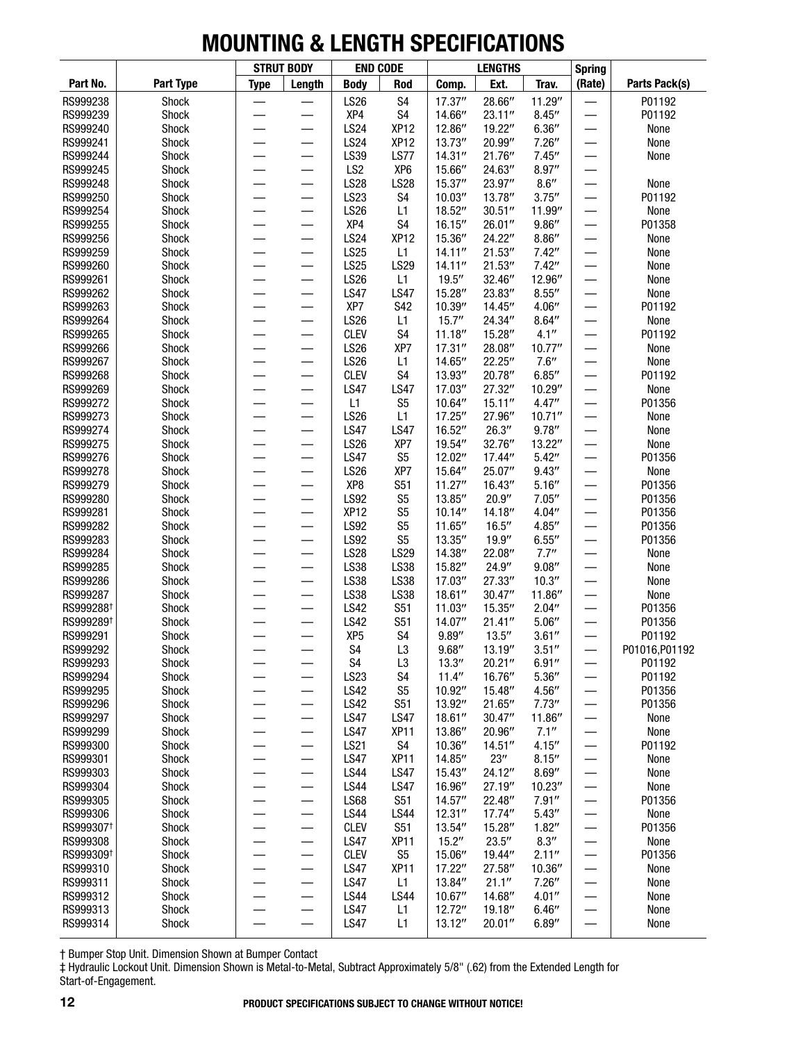# MOUNTING & LENGTH SPECIFICATIONS

| | | STRUT BODY | | END CODE | | LENGTHS | | | Spring | |
|---|---|---|---|---|---|---|---|---|---|---|
| Part No. | Part Type | Type | Length | Body | Rod | Comp. | Ext. | Trav. | (Rate) | Parts Pack(s) |
| RS999238 | Shock | — | — | LS26 | S4 | 17.37″ | 28.66″ | 11.29″ | — | P01192 |
| RS999239 | Shock | — | — | XP4 | S4 | 14.66″ | 23.11″ | 8.45″ | — | P01192 |
| RS999240 | Shock | — | — | LS24 | XP12 | 12.86″ | 19.22″ | 6.36″ | — | None |
| RS999241 | Shock | — | — | LS24 | XP12 | 13.73″ | 20.99″ | 7.26″ | — | None |
| RS999244 | Shock | — | — | LS39 | LS77 | 14.31″ | 21.76″ | 7.45″ | — | None |
| RS999245 | Shock | — | — | LS2 | XP6 | 15.66″ | 24.63″ | 8.97″ | — | |
| RS999248 | Shock | — | — | LS28 | LS28 | 15.37″ | 23.97″ | 8.6″ | — | None |
| RS999250 | Shock | — | — | LS23 | S4 | 10.03″ | 13.78″ | 3.75″ | — | P01192 |
| RS999254 | Shock | — | — | LS26 | L1 | 18.52″ | 30.51″ | 11.99″ | — | None |
| RS999255 | Shock | — | — | XP4 | S4 | 16.15″ | 26.01″ | 9.86″ | — | P01358 |
| RS999256 | Shock | — | — | LS24 | XP12 | 15.36″ | 24.22″ | 8.86″ | — | None |
| RS999259 | Shock | — | — | LS25 | L1 | 14.11″ | 21.53″ | 7.42″ | — | None |
| RS999260 | Shock | — | — | LS25 | LS29 | 14.11″ | 21.53″ | 7.42″ | — | None |
| RS999261 | Shock | — | — | LS26 | L1 | 19.5″ | 32.46″ | 12.96″ | — | None |
| RS999262 | Shock | — | — | LS47 | LS47 | 15.28″ | 23.83″ | 8.55″ | — | None |
| RS999263 | Shock | — | — | XP7 | S42 | 10.39″ | 14.45″ | 4.06″ | — | P01192 |
| RS999264 | Shock | — | — | LS26 | L1 | 15.7″ | 24.34″ | 8.64″ | — | None |
| RS999265 | Shock | — | — | CLEV | S4 | 11.18″ | 15.28″ | 4.1″ | — | P01192 |
| RS999266 | Shock | — | — | LS26 | XP7 | 17.31″ | 28.08″ | 10.77″ | — | None |
| RS999267 | Shock | — | — | LS26 | L1 | 14.65″ | 22.25″ | 7.6″ | — | None |
| RS999268 | Shock | — | — | CLEV | S4 | 13.93″ | 20.78″ | 6.85″ | — | P01192 |
| RS999269 | Shock | — | — | LS47 | LS47 | 17.03″ | 27.32″ | 10.29″ | — | None |
| RS999272 | Shock | — | — | L1 | S5 | 10.64″ | 15.11″ | 4.47″ | — | P01356 |
| RS999273 | Shock | — | — | LS26 | L1 | 17.25″ | 27.96″ | 10.71″ | — | None |
| RS999274 | Shock | — | — | LS47 | LS47 | 16.52″ | 26.3″ | 9.78″ | — | None |
| RS999275 | Shock | — | — | LS26 | XP7 | 19.54″ | 32.76″ | 13.22″ | — | None |
| RS999276 | Shock | — | — | LS47 | S5 | 12.02″ | 17.44″ | 5.42″ | — | P01356 |
| RS999278 | Shock | — | — | LS26 | XP7 | 15.64″ | 25.07″ | 9.43″ | — | None |
| RS999279 | Shock | — | — | XP8 | S51 | 11.27″ | 16.43″ | 5.16″ | — | P01356 |
| RS999280 | Shock | — | — | LS92 | S5 | 13.85″ | 20.9″ | 7.05″ | — | P01356 |
| RS999281 | Shock | — | — | XP12 | S5 | 10.14″ | 14.18″ | 4.04″ | — | P01356 |
| RS999282 | Shock | — | — | LS92 | S5 | 11.65″ | 16.5″ | 4.85″ | — | P01356 |
| RS999283 | Shock | — | — | LS92 | S5 | 13.35″ | 19.9″ | 6.55″ | — | P01356 |
| RS999284 | Shock | — | — | LS28 | LS29 | 14.38″ | 22.08″ | 7.7″ | — | None |
| RS999285 | Shock | — | — | LS38 | LS38 | 15.82″ | 24.9″ | 9.08″ | — | None |
| RS999286 | Shock | — | — | LS38 | LS38 | 17.03″ | 27.33″ | 10.3″ | — | None |
| RS999287 | Shock | — | — | LS38 | LS38 | 18.61″ | 30.47″ | 11.86″ | — | None |
| RS999288† | Shock | — | — | LS42 | S51 | 11.03″ | 15.35″ | 2.04″ | — | P01356 |
| RS999289† | Shock | — | — | LS42 | S51 | 14.07″ | 21.41″ | 5.06″ | — | P01356 |
| RS999291 | Shock | — | — | XP5 | S4 | 9.89″ | 13.5″ | 3.61″ | — | P01192 |
| RS999292 | Shock | — | — | S4 | L3 | 9.68″ | 13.19″ | 3.51″ | — | P01016,P01192 |
| RS999293 | Shock | — | — | S4 | L3 | 13.3″ | 20.21″ | 6.91″ | — | P01192 |
| RS999294 | Shock | — | — | LS23 | S4 | 11.4″ | 16.76″ | 5.36″ | — | P01192 |
| RS999295 | Shock | — | — | LS42 | S5 | 10.92″ | 15.48″ | 4.56″ | — | P01356 |
| RS999296 | Shock | — | — | LS42 | S51 | 13.92″ | 21.65″ | 7.73″ | — | P01356 |
| RS999297 | Shock | — | — | LS47 | LS47 | 18.61″ | 30.47″ | 11.86″ | — | None |
| RS999299 | Shock | — | — | LS47 | XP11 | 13.86″ | 20.96″ | 7.1″ | — | None |
| RS999300 | Shock | — | — | LS21 | S4 | 10.36″ | 14.51″ | 4.15″ | — | P01192 |
| RS999301 | Shock | — | — | LS47 | XP11 | 14.85″ | 23″ | 8.15″ | — | None |
| RS999303 | Shock | — | — | LS44 | LS47 | 15.43″ | 24.12″ | 8.69″ | — | None |
| RS999304 | Shock | — | — | LS44 | LS47 | 16.96″ | 27.19″ | 10.23″ | — | None |
| RS999305 | Shock | — | — | LS68 | S51 | 14.57″ | 22.48″ | 7.91″ | — | P01356 |
| RS999306 | Shock | — | — | LS44 | LS44 | 12.31″ | 17.74″ | 5.43″ | — | None |
| RS999307† | Shock | — | — | CLEV | S51 | 13.54″ | 15.28″ | 1.82″ | — | P01356 |
| RS999308 | Shock | — | — | LS47 | XP11 | 15.2″ | 23.5″ | 8.3″ | — | None |
| RS999309† | Shock | — | — | CLEV | S5 | 15.06″ | 19.44″ | 2.11″ | — | P01356 |
| RS999310 | Shock | — | — | LS47 | XP11 | 17.22″ | 27.58″ | 10.36″ | — | None |
| RS999311 | Shock | — | — | LS47 | L1 | 13.84″ | 21.1″ | 7.26″ | — | None |
| RS999312 | Shock | — | — | LS44 | LS44 | 10.67″ | 14.68″ | 4.01″ | — | None |
| RS999313 | Shock | — | — | LS47 | L1 | 12.72″ | 19.18″ | 6.46″ | — | None |
| RS999314 | Shock | — | — | LS47 | L1 | 13.12″ | 20.01″ | 6.89″ | — | None |

† Bumper Stop Unit. Dimension Shown at Bumper Contact

‡ Hydraulic Lockout Unit. Dimension Shown is Metal-to-Metal, Subtract Approximately 5/8" (.62) from the Extended Length for Start-of-Engagement.

**PRODUCT SPECIFICATIONS SUBJECT TO CHANGE WITHOUT NOTICE!**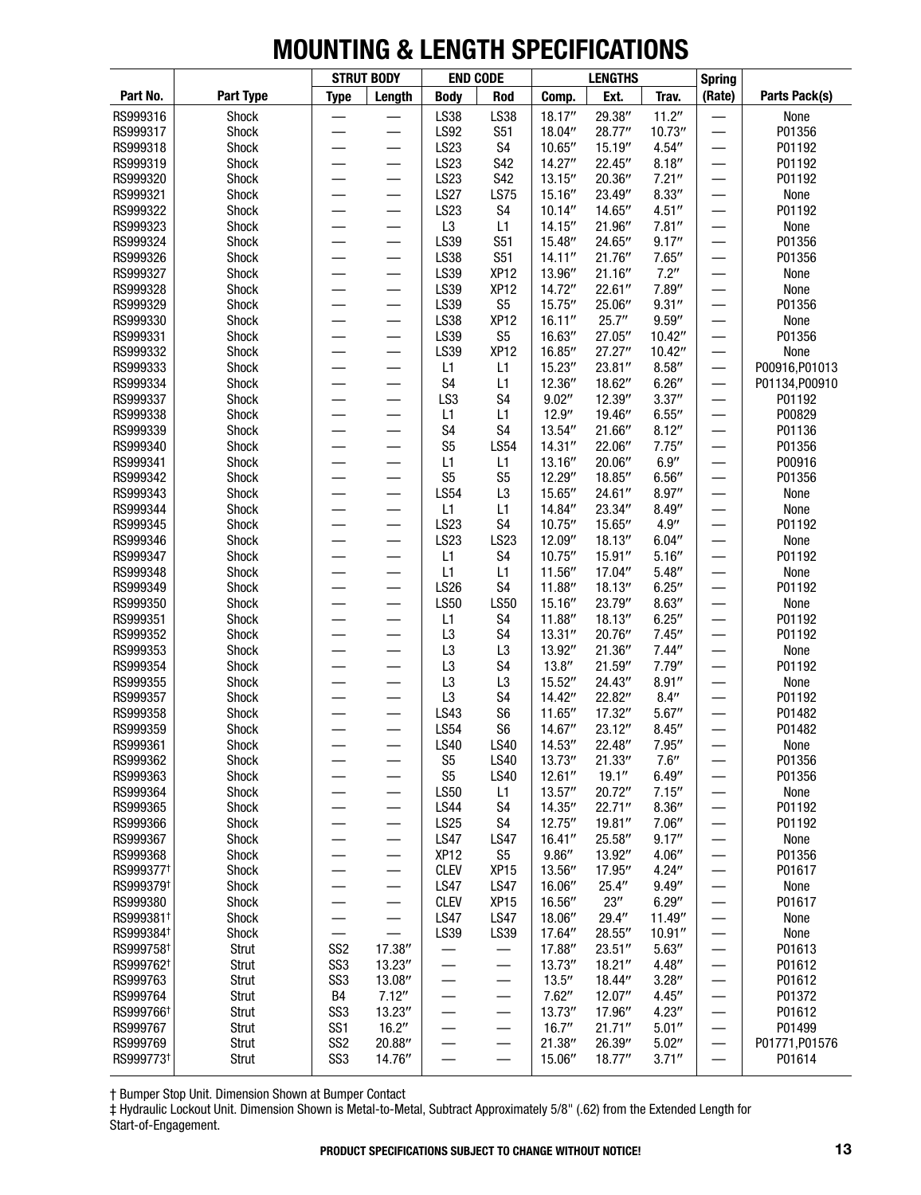# MOUNTING & LENGTH SPECIFICATIONS

| Part No. | Part Type | STRUT BODY | | END CODE | | LENGTHS | | | Spring | Parts Pack(s) |
|---|---|---|---|---|---|---|---|---|---|---|
| | | Type | Length | Body | Rod | Comp. | Ext. | Trav. | (Rate) | |
| RS999316 | Shock | — | — | LS38 | LS38 | 18.17″ | 29.38″ | 11.2″ | — | None |
| RS999317 | Shock | — | — | LS92 | S51 | 18.04″ | 28.77″ | 10.73″ | — | P01356 |
| RS999318 | Shock | — | — | LS23 | S4 | 10.65″ | 15.19″ | 4.54″ | — | P01192 |
| RS999319 | Shock | — | — | LS23 | S42 | 14.27″ | 22.45″ | 8.18″ | — | P01192 |
| RS999320 | Shock | — | — | LS23 | S42 | 13.15″ | 20.36″ | 7.21″ | — | P01192 |
| RS999321 | Shock | — | — | LS27 | LS75 | 15.16″ | 23.49″ | 8.33″ | — | None |
| RS999322 | Shock | — | — | LS23 | S4 | 10.14″ | 14.65″ | 4.51″ | — | P01192 |
| RS999323 | Shock | — | — | L3 | L1 | 14.15″ | 21.96″ | 7.81″ | — | None |
| RS999324 | Shock | — | — | LS39 | S51 | 15.48″ | 24.65″ | 9.17″ | — | P01356 |
| RS999326 | Shock | — | — | LS38 | S51 | 14.11″ | 21.76″ | 7.65″ | — | P01356 |
| RS999327 | Shock | — | — | LS39 | XP12 | 13.96″ | 21.16″ | 7.2″ | — | None |
| RS999328 | Shock | — | — | LS39 | XP12 | 14.72″ | 22.61″ | 7.89″ | — | None |
| RS999329 | Shock | — | — | LS39 | S5 | 15.75″ | 25.06″ | 9.31″ | — | P01356 |
| RS999330 | Shock | — | — | LS38 | XP12 | 16.11″ | 25.7″ | 9.59″ | — | None |
| RS999331 | Shock | — | — | LS39 | S5 | 16.63″ | 27.05″ | 10.42″ | — | P01356 |
| RS999332 | Shock | — | — | LS39 | XP12 | 16.85″ | 27.27″ | 10.42″ | — | None |
| RS999333 | Shock | — | — | L1 | L1 | 15.23″ | 23.81″ | 8.58″ | — | P00916,P01013 |
| RS999334 | Shock | — | — | S4 | L1 | 12.36″ | 18.62″ | 6.26″ | — | P01134,P00910 |
| RS999337 | Shock | — | — | LS3 | S4 | 9.02″ | 12.39″ | 3.37″ | — | P01192 |
| RS999338 | Shock | — | — | L1 | L1 | 12.9″ | 19.46″ | 6.55″ | — | P00829 |
| RS999339 | Shock | — | — | S4 | S4 | 13.54″ | 21.66″ | 8.12″ | — | P01136 |
| RS999340 | Shock | — | — | S5 | LS54 | 14.31″ | 22.06″ | 7.75″ | — | P01356 |
| RS999341 | Shock | — | — | L1 | L1 | 13.16″ | 20.06″ | 6.9″ | — | P00916 |
| RS999342 | Shock | — | — | S5 | S5 | 12.29″ | 18.85″ | 6.56″ | — | P01356 |
| RS999343 | Shock | — | — | LS54 | L3 | 15.65″ | 24.61″ | 8.97″ | — | None |
| RS999344 | Shock | — | — | L1 | L1 | 14.84″ | 23.34″ | 8.49″ | — | None |
| RS999345 | Shock | — | — | LS23 | S4 | 10.75″ | 15.65″ | 4.9″ | — | P01192 |
| RS999346 | Shock | — | — | LS23 | LS23 | 12.09″ | 18.13″ | 6.04″ | — | None |
| RS999347 | Shock | — | — | L1 | S4 | 10.75″ | 15.91″ | 5.16″ | — | P01192 |
| RS999348 | Shock | — | — | L1 | L1 | 11.56″ | 17.04″ | 5.48″ | — | None |
| RS999349 | Shock | — | — | LS26 | S4 | 11.88″ | 18.13″ | 6.25″ | — | P01192 |
| RS999350 | Shock | — | — | LS50 | LS50 | 15.16″ | 23.79″ | 8.63″ | — | None |
| RS999351 | Shock | — | — | L1 | S4 | 11.88″ | 18.13″ | 6.25″ | — | P01192 |
| RS999352 | Shock | — | — | L3 | S4 | 13.31″ | 20.76″ | 7.45″ | — | P01192 |
| RS999353 | Shock | — | — | L3 | L3 | 13.92″ | 21.36″ | 7.44″ | — | None |
| RS999354 | Shock | — | — | L3 | S4 | 13.8″ | 21.59″ | 7.79″ | — | P01192 |
| RS999355 | Shock | — | — | L3 | L3 | 15.52″ | 24.43″ | 8.91″ | — | None |
| RS999357 | Shock | — | — | L3 | S4 | 14.42″ | 22.82″ | 8.4″ | — | P01192 |
| RS999358 | Shock | — | — | LS43 | S6 | 11.65″ | 17.32″ | 5.67″ | — | P01482 |
| RS999359 | Shock | — | — | LS54 | S6 | 14.67″ | 23.12″ | 8.45″ | — | P01482 |
| RS999361 | Shock | — | — | LS40 | LS40 | 14.53″ | 22.48″ | 7.95″ | — | None |
| RS999362 | Shock | — | — | S5 | LS40 | 13.73″ | 21.33″ | 7.6″ | — | P01356 |
| RS999363 | Shock | — | — | S5 | LS40 | 12.61″ | 19.1″ | 6.49″ | — | P01356 |
| RS999364 | Shock | — | — | LS50 | L1 | 13.57″ | 20.72″ | 7.15″ | — | None |
| RS999365 | Shock | — | — | LS44 | S4 | 14.35″ | 22.71″ | 8.36″ | — | P01192 |
| RS999366 | Shock | — | — | LS25 | S4 | 12.75″ | 19.81″ | 7.06″ | — | P01192 |
| RS999367 | Shock | — | — | LS47 | LS47 | 16.41″ | 25.58″ | 9.17″ | — | None |
| RS999368 | Shock | — | — | XP12 | S5 | 9.86″ | 13.92″ | 4.06″ | — | P01356 |
| RS999377† | Shock | — | — | CLEV | XP15 | 13.56″ | 17.95″ | 4.24″ | — | P01617 |
| RS999379† | Shock | — | — | LS47 | LS47 | 16.06″ | 25.4″ | 9.49″ | — | None |
| RS999380 | Shock | — | — | CLEV | XP15 | 16.56″ | 23″ | 6.29″ | — | P01617 |
| RS999381† | Shock | — | — | LS47 | LS47 | 18.06″ | 29.4″ | 11.49″ | — | None |
| RS999384† | Shock | — | — | LS39 | LS39 | 17.64″ | 28.55″ | 10.91″ | — | None |
| RS999758† | Strut | SS2 | 17.38″ | — | — | 17.88″ | 23.51″ | 5.63″ | — | P01613 |
| RS999762† | Strut | SS3 | 13.23″ | — | — | 13.73″ | 18.21″ | 4.48″ | — | P01612 |
| RS999763 | Strut | SS3 | 13.08″ | — | — | 13.5″ | 18.44″ | 3.28″ | — | P01612 |
| RS999764 | Strut | B4 | 7.12″ | — | — | 7.62″ | 12.07″ | 4.45″ | — | P01372 |
| RS999766† | Strut | SS3 | 13.23″ | — | — | 13.73″ | 17.96″ | 4.23″ | — | P01612 |
| RS999767 | Strut | SS1 | 16.2″ | — | — | 16.7″ | 21.71″ | 5.01″ | — | P01499 |
| RS999769 | Strut | SS2 | 20.88″ | — | — | 21.38″ | 26.39″ | 5.02″ | — | P01771,P01576 |
| RS999773† | Strut | SS3 | 14.76″ | — | — | 15.06″ | 18.77″ | 3.71″ | — | P01614 |

† Bumper Stop Unit. Dimension Shown at Bumper Contact

‡ Hydraulic Lockout Unit. Dimension Shown is Metal-to-Metal, Subtract Approximately 5/8" (.62) from the Extended Length for Start-of-Engagement.

**PRODUCT SPECIFICATIONS SUBJECT TO CHANGE WITHOUT NOTICE!**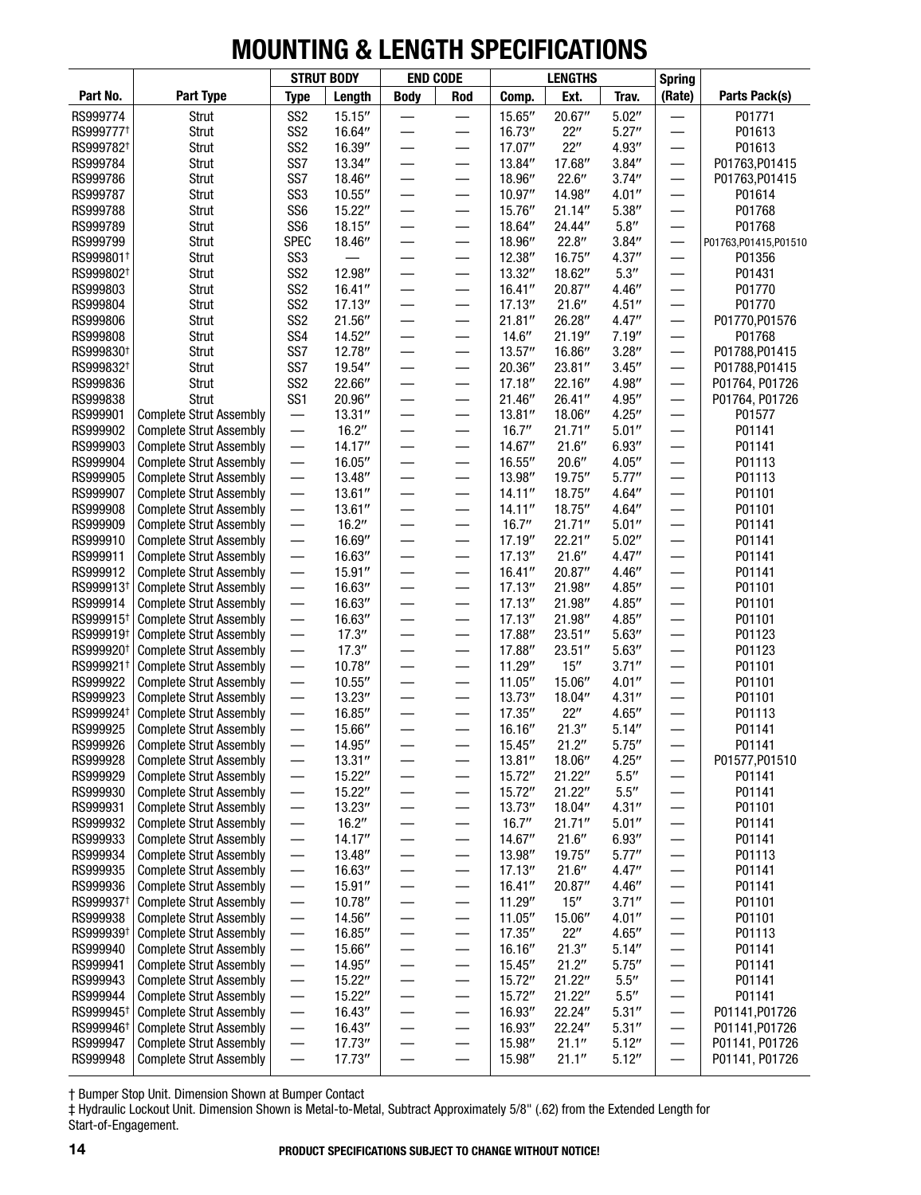# MOUNTING & LENGTH SPECIFICATIONS

| Part No. | Part Type | STRUT BODY | | END CODE | | LENGTHS | | | Spring | Parts Pack(s) |
|---|---|---|---|---|---|---|---|---|---|---|
| | | Type | Length | Body | Rod | Comp. | Ext. | Trav. | (Rate) | |
| RS999774 | Strut | SS2 | 15.15″ | — | — | 15.65″ | 20.67″ | 5.02″ | — | P01771 |
| RS999777† | Strut | SS2 | 16.64″ | — | — | 16.73″ | 22″ | 5.27″ | — | P01613 |
| RS999782† | Strut | SS2 | 16.39″ | — | — | 17.07″ | 22″ | 4.93″ | — | P01613 |
| RS999784 | Strut | SS7 | 13.34″ | — | — | 13.84″ | 17.68″ | 3.84″ | — | P01763,P01415 |
| RS999786 | Strut | SS7 | 18.46″ | — | — | 18.96″ | 22.6″ | 3.74″ | — | P01763,P01415 |
| RS999787 | Strut | SS3 | 10.55″ | — | — | 10.97″ | 14.98″ | 4.01″ | — | P01614 |
| RS999788 | Strut | SS6 | 15.22″ | — | — | 15.76″ | 21.14″ | 5.38″ | — | P01768 |
| RS999789 | Strut | SS6 | 18.15″ | — | — | 18.64″ | 24.44″ | 5.8″ | — | P01768 |
| RS999799 | Strut | SPEC | 18.46″ | — | — | 18.96″ | 22.8″ | 3.84″ | — | P01763,P01415,P01510 |
| RS999801† | Strut | SS3 | — | — | — | 12.38″ | 16.75″ | 4.37″ | — | P01356 |
| RS999802† | Strut | SS2 | 12.98″ | — | — | 13.32″ | 18.62″ | 5.3″ | — | P01431 |
| RS999803 | Strut | SS2 | 16.41″ | — | — | 16.41″ | 20.87″ | 4.46″ | — | P01770 |
| RS999804 | Strut | SS2 | 17.13″ | — | — | 17.13″ | 21.6″ | 4.51″ | — | P01770 |
| RS999806 | Strut | SS2 | 21.56″ | — | — | 21.81″ | 26.28″ | 4.47″ | — | P01770,P01576 |
| RS999808 | Strut | SS4 | 14.52″ | — | — | 14.6″ | 21.19″ | 7.19″ | — | P01768 |
| RS999830† | Strut | SS7 | 12.78″ | — | — | 13.57″ | 16.86″ | 3.28″ | — | P01788,P01415 |
| RS999832† | Strut | SS7 | 19.54″ | — | — | 20.36″ | 23.81″ | 3.45″ | — | P01788,P01415 |
| RS999836 | Strut | SS2 | 22.66″ | — | — | 17.18″ | 22.16″ | 4.98″ | — | P01764, P01726 |
| RS999838 | Strut | SS1 | 20.96″ | — | — | 21.46″ | 26.41″ | 4.95″ | — | P01764, P01726 |
| RS999901 | Complete Strut Assembly | — | 13.31″ | — | — | 13.81″ | 18.06″ | 4.25″ | — | P01577 |
| RS999902 | Complete Strut Assembly | — | 16.2″ | — | — | 16.7″ | 21.71″ | 5.01″ | — | P01141 |
| RS999903 | Complete Strut Assembly | — | 14.17″ | — | — | 14.67″ | 21.6″ | 6.93″ | — | P01141 |
| RS999904 | Complete Strut Assembly | — | 16.05″ | — | — | 16.55″ | 20.6″ | 4.05″ | — | P01113 |
| RS999905 | Complete Strut Assembly | — | 13.48″ | — | — | 13.98″ | 19.75″ | 5.77″ | — | P01113 |
| RS999907 | Complete Strut Assembly | — | 13.61″ | — | — | 14.11″ | 18.75″ | 4.64″ | — | P01101 |
| RS999908 | Complete Strut Assembly | — | 13.61″ | — | — | 14.11″ | 18.75″ | 4.64″ | — | P01101 |
| RS999909 | Complete Strut Assembly | — | 16.2″ | — | — | 16.7″ | 21.71″ | 5.01″ | — | P01141 |
| RS999910 | Complete Strut Assembly | — | 16.69″ | — | — | 17.19″ | 22.21″ | 5.02″ | — | P01141 |
| RS999911 | Complete Strut Assembly | — | 16.63″ | — | — | 17.13″ | 21.6″ | 4.47″ | — | P01141 |
| RS999912 | Complete Strut Assembly | — | 15.91″ | — | — | 16.41″ | 20.87″ | 4.46″ | — | P01141 |
| RS999913† | Complete Strut Assembly | — | 16.63″ | — | — | 17.13″ | 21.98″ | 4.85″ | — | P01101 |
| RS999914 | Complete Strut Assembly | — | 16.63″ | — | — | 17.13″ | 21.98″ | 4.85″ | — | P01101 |
| RS999915† | Complete Strut Assembly | — | 16.63″ | — | — | 17.13″ | 21.98″ | 4.85″ | — | P01101 |
| RS999919† | Complete Strut Assembly | — | 17.3″ | — | — | 17.88″ | 23.51″ | 5.63″ | — | P01123 |
| RS999920† | Complete Strut Assembly | — | 17.3″ | — | — | 17.88″ | 23.51″ | 5.63″ | — | P01123 |
| RS999921† | Complete Strut Assembly | — | 10.78″ | — | — | 11.29″ | 15″ | 3.71″ | — | P01101 |
| RS999922 | Complete Strut Assembly | — | 10.55″ | — | — | 11.05″ | 15.06″ | 4.01″ | — | P01101 |
| RS999923 | Complete Strut Assembly | — | 13.23″ | — | — | 13.73″ | 18.04″ | 4.31″ | — | P01101 |
| RS999924† | Complete Strut Assembly | — | 16.85″ | — | — | 17.35″ | 22″ | 4.65″ | — | P01113 |
| RS999925 | Complete Strut Assembly | — | 15.66″ | — | — | 16.16″ | 21.3″ | 5.14″ | — | P01141 |
| RS999926 | Complete Strut Assembly | — | 14.95″ | — | — | 15.45″ | 21.2″ | 5.75″ | — | P01141 |
| RS999928 | Complete Strut Assembly | — | 13.31″ | — | — | 13.81″ | 18.06″ | 4.25″ | — | P01577,P01510 |
| RS999929 | Complete Strut Assembly | — | 15.22″ | — | — | 15.72″ | 21.22″ | 5.5″ | — | P01141 |
| RS999930 | Complete Strut Assembly | — | 15.22″ | — | — | 15.72″ | 21.22″ | 5.5″ | — | P01141 |
| RS999931 | Complete Strut Assembly | — | 13.23″ | — | — | 13.73″ | 18.04″ | 4.31″ | — | P01101 |
| RS999932 | Complete Strut Assembly | — | 16.2″ | — | — | 16.7″ | 21.71″ | 5.01″ | — | P01141 |
| RS999933 | Complete Strut Assembly | — | 14.17″ | — | — | 14.67″ | 21.6″ | 6.93″ | — | P01141 |
| RS999934 | Complete Strut Assembly | — | 13.48″ | — | — | 13.98″ | 19.75″ | 5.77″ | — | P01113 |
| RS999935 | Complete Strut Assembly | — | 16.63″ | — | — | 17.13″ | 21.6″ | 4.47″ | — | P01141 |
| RS999936 | Complete Strut Assembly | — | 15.91″ | — | — | 16.41″ | 20.87″ | 4.46″ | — | P01141 |
| RS999937† | Complete Strut Assembly | — | 10.78″ | — | — | 11.29″ | 15″ | 3.71″ | — | P01101 |
| RS999938 | Complete Strut Assembly | — | 14.56″ | — | — | 11.05″ | 15.06″ | 4.01″ | — | P01101 |
| RS999939† | Complete Strut Assembly | — | 16.85″ | — | — | 17.35″ | 22″ | 4.65″ | — | P01113 |
| RS999940 | Complete Strut Assembly | — | 15.66″ | — | — | 16.16″ | 21.3″ | 5.14″ | — | P01141 |
| RS999941 | Complete Strut Assembly | — | 14.95″ | — | — | 15.45″ | 21.2″ | 5.75″ | — | P01141 |
| RS999943 | Complete Strut Assembly | — | 15.22″ | — | — | 15.72″ | 21.22″ | 5.5″ | — | P01141 |
| RS999944 | Complete Strut Assembly | — | 15.22″ | — | — | 15.72″ | 21.22″ | 5.5″ | — | P01141 |
| RS999945† | Complete Strut Assembly | — | 16.43″ | — | — | 16.93″ | 22.24″ | 5.31″ | — | P01141,P01726 |
| RS999946† | Complete Strut Assembly | — | 16.43″ | — | — | 16.93″ | 22.24″ | 5.31″ | — | P01141,P01726 |
| RS999947 | Complete Strut Assembly | — | 17.73″ | — | — | 15.98″ | 21.1″ | 5.12″ | — | P01141, P01726 |
| RS999948 | Complete Strut Assembly | — | 17.73″ | — | — | 15.98″ | 21.1″ | 5.12″ | — | P01141, P01726 |

† Bumper Stop Unit. Dimension Shown at Bumper Contact

‡ Hydraulic Lockout Unit. Dimension Shown is Metal-to-Metal, Subtract Approximately 5/8" (.62) from the Extended Length for Start-of-Engagement.

**PRODUCT SPECIFICATIONS SUBJECT TO CHANGE WITHOUT NOTICE!**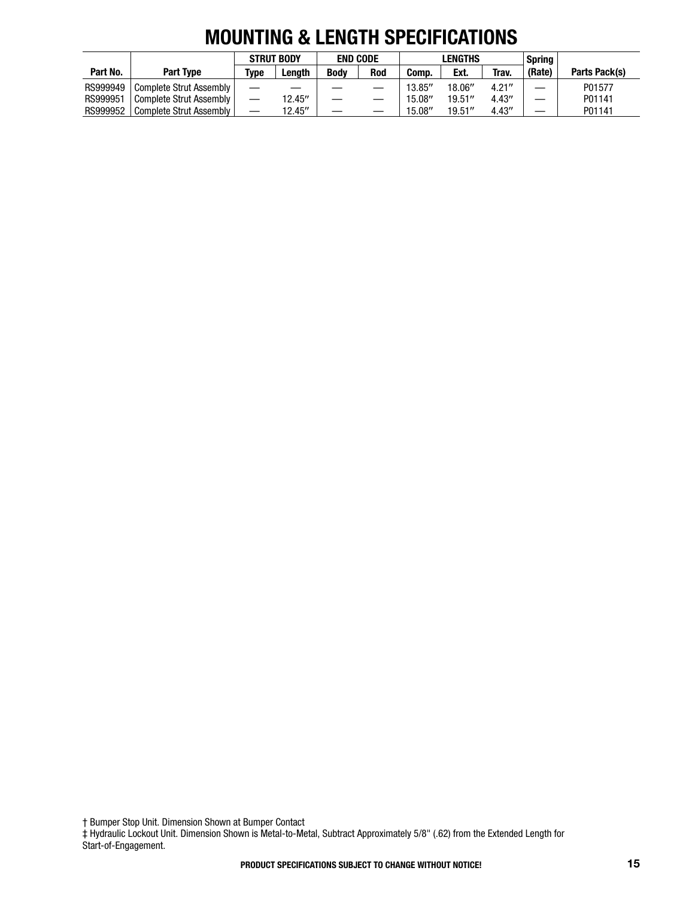# MOUNTING & LENGTH SPECIFICATIONS

| | | STRUT BODY | | END CODE | | LENGTHS | | | Spring | |
|---|---|---|---|---|---|---|---|---|---|---|
| Part No. | Part Type | Type | Length | Body | Rod | Comp. | Ext. | Trav. | (Rate) | Parts Pack(s) |
| RS999949 | Complete Strut Assembly | — | — | — | — | 13.85″ | 18.06″ | 4.21″ | — | P01577 |
| RS999951 | Complete Strut Assembly | — | 12.45″ | — | — | 15.08″ | 19.51″ | 4.43″ | — | P01141 |
| RS999952 | Complete Strut Assembly | — | 12.45″ | — | — | 15.08″ | 19.51″ | 4.43″ | — | P01141 |

† Bumper Stop Unit. Dimension Shown at Bumper Contact

‡ Hydraulic Lockout Unit. Dimension Shown is Metal-to-Metal, Subtract Approximately 5/8" (.62) from the Extended Length for Start-of-Engagement.

**PRODUCT SPECIFICATIONS SUBJECT TO CHANGE WITHOUT NOTICE!**